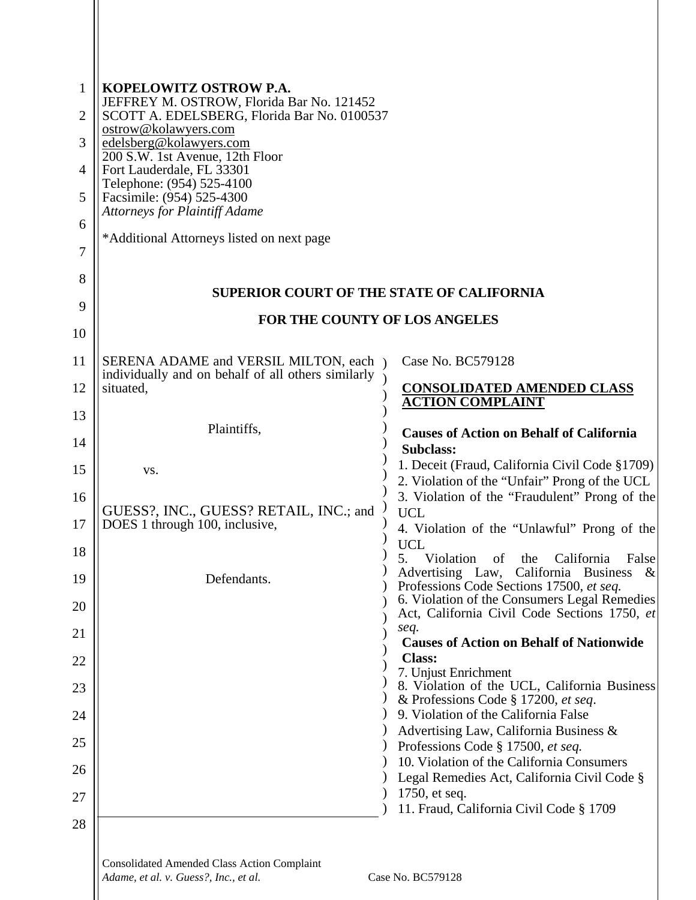**KOPELOWITZ OSTROW P.A.**
JEFFREY M. OSTROW, Florida Bar No. 121452
SCOTT A. EDELSBERG, Florida Bar No. 0100537
ostrow@kolawyers.com
edelsberg@kolawyers.com
200 S.W. 1st Avenue, 12th Floor
Fort Lauderdale, FL 33301
Telephone: (954) 525-4100
Facsimile: (954) 525-4300
*Attorneys for Plaintiff Adame*

*Additional Attorneys listed on next page

**SUPERIOR COURT OF THE STATE OF CALIFORNIA**

**FOR THE COUNTY OF LOS ANGELES**

SERENA ADAME and VERSIL MILTON, each individually and on behalf of all others similarly situated,

Plaintiffs,

vs.

GUESS?, INC., GUESS? RETAIL, INC.; and DOES 1 through 100, inclusive,

Defendants.

Case No. BC579128

**CONSOLIDATED AMENDED CLASS ACTION COMPLAINT**

**Causes of Action on Behalf of California Subclass:**

1. Deceit (Fraud, California Civil Code §1709)
2. Violation of the "Unfair" Prong of the UCL
3. Violation of the "Fraudulent" Prong of the UCL
4. Violation of the "Unlawful" Prong of the UCL
5. Violation of the California False Advertising Law, California Business & Professions Code Sections 17500, *et seq.*
6. Violation of the Consumers Legal Remedies Act, California Civil Code Sections 1750, *et seq.*

**Causes of Action on Behalf of Nationwide Class:**

7. Unjust Enrichment
8. Violation of the UCL, California Business & Professions Code § 17200, *et seq*.
9. Violation of the California False Advertising Law, California Business & Professions Code § 17500, *et seq.*
10. Violation of the California Consumers Legal Remedies Act, California Civil Code § 1750, et seq.
11. Fraud, California Civil Code § 1709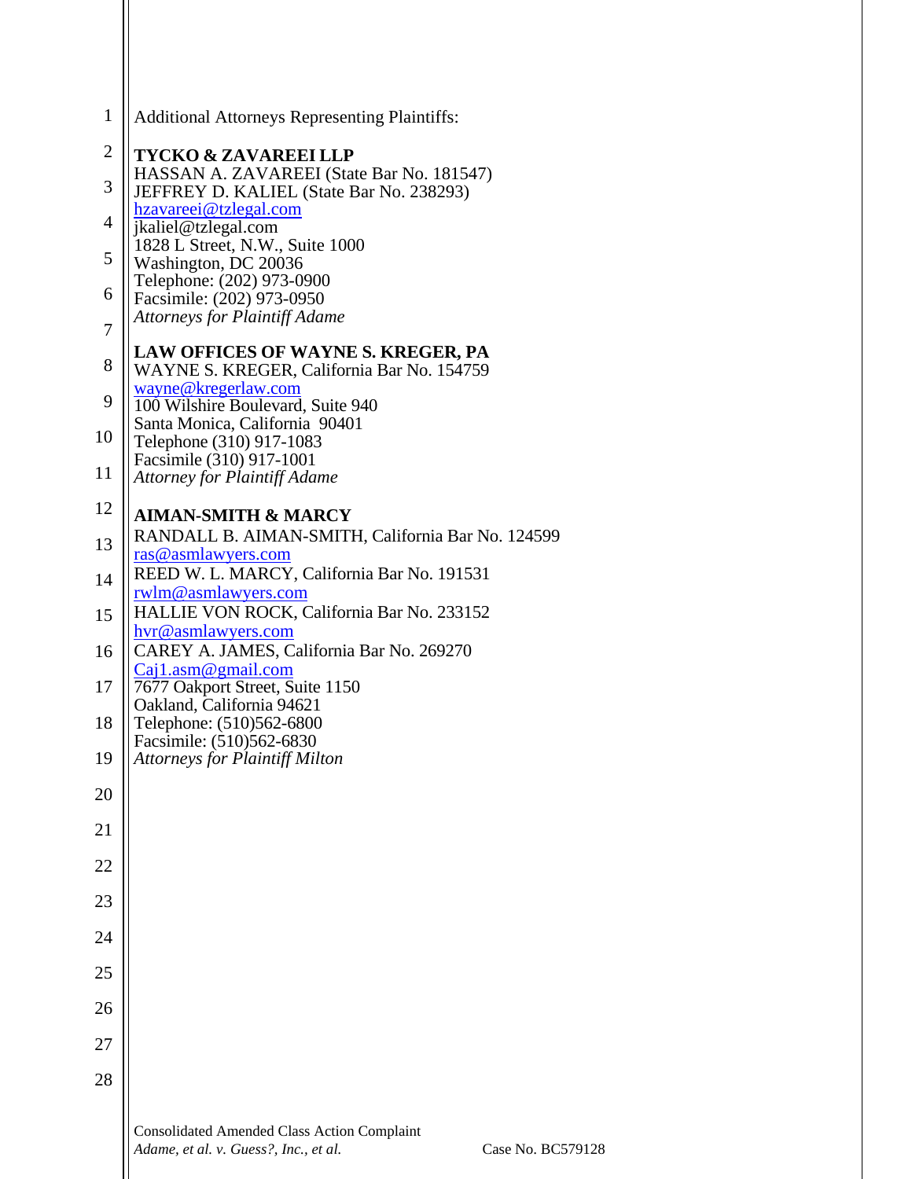Additional Attorneys Representing Plaintiffs:

**TYCKO & ZAVAREEI LLP**
HASSAN A. ZAVAREEI (State Bar No. 181547)
JEFFREY D. KALIEL (State Bar No. 238293)
hzavareei@tzlegal.com
jkaliel@tzlegal.com
1828 L Street, N.W., Suite 1000
Washington, DC 20036
Telephone: (202) 973-0900
Facsimile: (202) 973-0950
*Attorneys for Plaintiff Adame*

**LAW OFFICES OF WAYNE S. KREGER, PA**
WAYNE S. KREGER, California Bar No. 154759
wayne@kregerlaw.com
100 Wilshire Boulevard, Suite 940
Santa Monica, California 90401
Telephone (310) 917-1083
Facsimile (310) 917-1001
*Attorney for Plaintiff Adame*

**AIMAN-SMITH & MARCY**
RANDALL B. AIMAN-SMITH, California Bar No. 124599
ras@asmlawyers.com
REED W. L. MARCY, California Bar No. 191531
rwlm@asmlawyers.com
HALLIE VON ROCK, California Bar No. 233152
hvr@asmlawyers.com
CAREY A. JAMES, California Bar No. 269270
Caj1.asm@gmail.com
7677 Oakport Street, Suite 1150
Oakland, California 94621
Telephone: (510)562-6800
Facsimile: (510)562-6830
*Attorneys for Plaintiff Milton*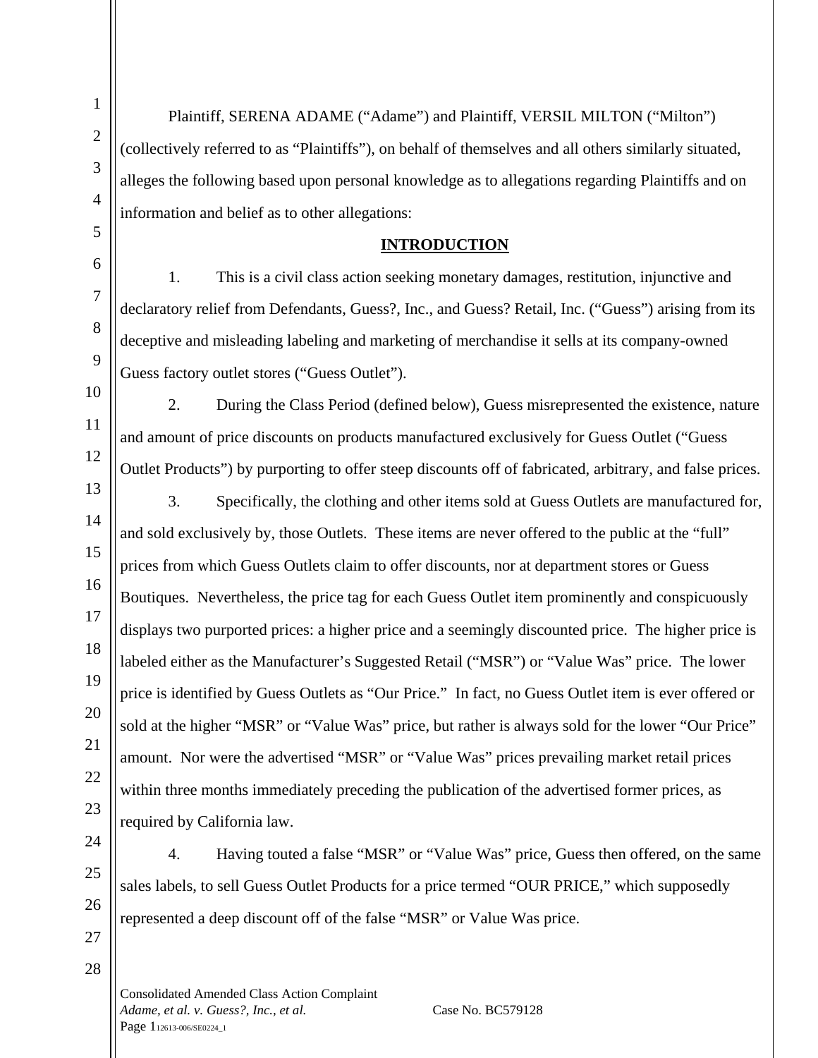Plaintiff, SERENA ADAME ("Adame") and Plaintiff, VERSIL MILTON ("Milton") (collectively referred to as "Plaintiffs"), on behalf of themselves and all others similarly situated, alleges the following based upon personal knowledge as to allegations regarding Plaintiffs and on information and belief as to other allegations:

## INTRODUCTION

1. This is a civil class action seeking monetary damages, restitution, injunctive and declaratory relief from Defendants, Guess?, Inc., and Guess? Retail, Inc. ("Guess") arising from its deceptive and misleading labeling and marketing of merchandise it sells at its company-owned Guess factory outlet stores ("Guess Outlet").

2. During the Class Period (defined below), Guess misrepresented the existence, nature and amount of price discounts on products manufactured exclusively for Guess Outlet ("Guess Outlet Products") by purporting to offer steep discounts off of fabricated, arbitrary, and false prices.

3. Specifically, the clothing and other items sold at Guess Outlets are manufactured for, and sold exclusively by, those Outlets. These items are never offered to the public at the "full" prices from which Guess Outlets claim to offer discounts, nor at department stores or Guess Boutiques. Nevertheless, the price tag for each Guess Outlet item prominently and conspicuously displays two purported prices: a higher price and a seemingly discounted price. The higher price is labeled either as the Manufacturer's Suggested Retail ("MSR") or "Value Was" price. The lower price is identified by Guess Outlets as "Our Price." In fact, no Guess Outlet item is ever offered or sold at the higher "MSR" or "Value Was" price, but rather is always sold for the lower "Our Price" amount. Nor were the advertised "MSR" or "Value Was" prices prevailing market retail prices within three months immediately preceding the publication of the advertised former prices, as required by California law.

4. Having touted a false "MSR" or "Value Was" price, Guess then offered, on the same sales labels, to sell Guess Outlet Products for a price termed "OUR PRICE," which supposedly represented a deep discount off of the false "MSR" or Value Was price.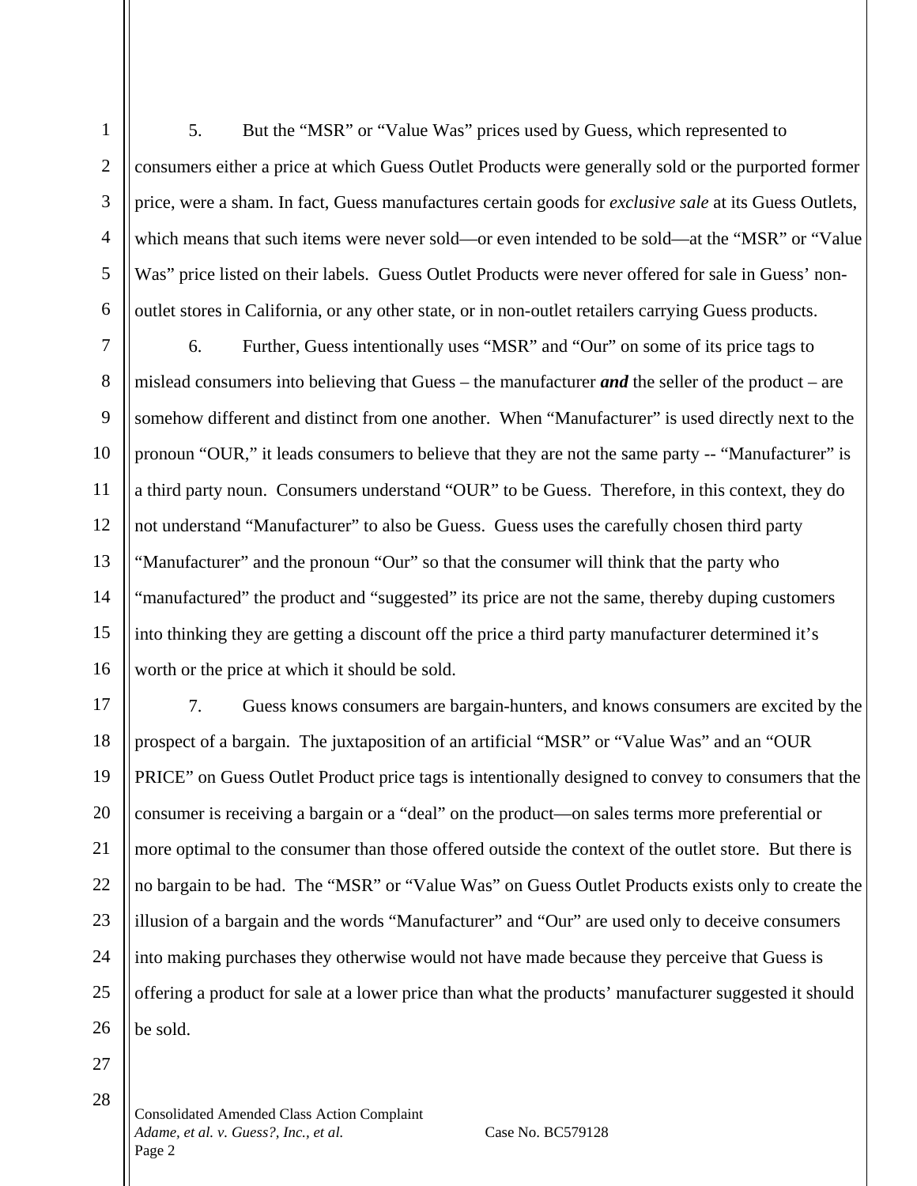5. But the "MSR" or "Value Was" prices used by Guess, which represented to consumers either a price at which Guess Outlet Products were generally sold or the purported former price, were a sham. In fact, Guess manufactures certain goods for *exclusive sale* at its Guess Outlets, which means that such items were never sold—or even intended to be sold—at the "MSR" or "Value Was" price listed on their labels. Guess Outlet Products were never offered for sale in Guess' non-outlet stores in California, or any other state, or in non-outlet retailers carrying Guess products.

6. Further, Guess intentionally uses "MSR" and "Our" on some of its price tags to mislead consumers into believing that Guess – the manufacturer ***and*** the seller of the product – are somehow different and distinct from one another. When "Manufacturer" is used directly next to the pronoun "OUR," it leads consumers to believe that they are not the same party -- "Manufacturer" is a third party noun. Consumers understand "OUR" to be Guess. Therefore, in this context, they do not understand "Manufacturer" to also be Guess. Guess uses the carefully chosen third party "Manufacturer" and the pronoun "Our" so that the consumer will think that the party who "manufactured" the product and "suggested" its price are not the same, thereby duping customers into thinking they are getting a discount off the price a third party manufacturer determined it's worth or the price at which it should be sold.

7. Guess knows consumers are bargain-hunters, and knows consumers are excited by the prospect of a bargain. The juxtaposition of an artificial "MSR" or "Value Was" and an "OUR PRICE" on Guess Outlet Product price tags is intentionally designed to convey to consumers that the consumer is receiving a bargain or a "deal" on the product—on sales terms more preferential or more optimal to the consumer than those offered outside the context of the outlet store. But there is no bargain to be had. The "MSR" or "Value Was" on Guess Outlet Products exists only to create the illusion of a bargain and the words "Manufacturer" and "Our" are used only to deceive consumers into making purchases they otherwise would not have made because they perceive that Guess is offering a product for sale at a lower price than what the products' manufacturer suggested it should be sold.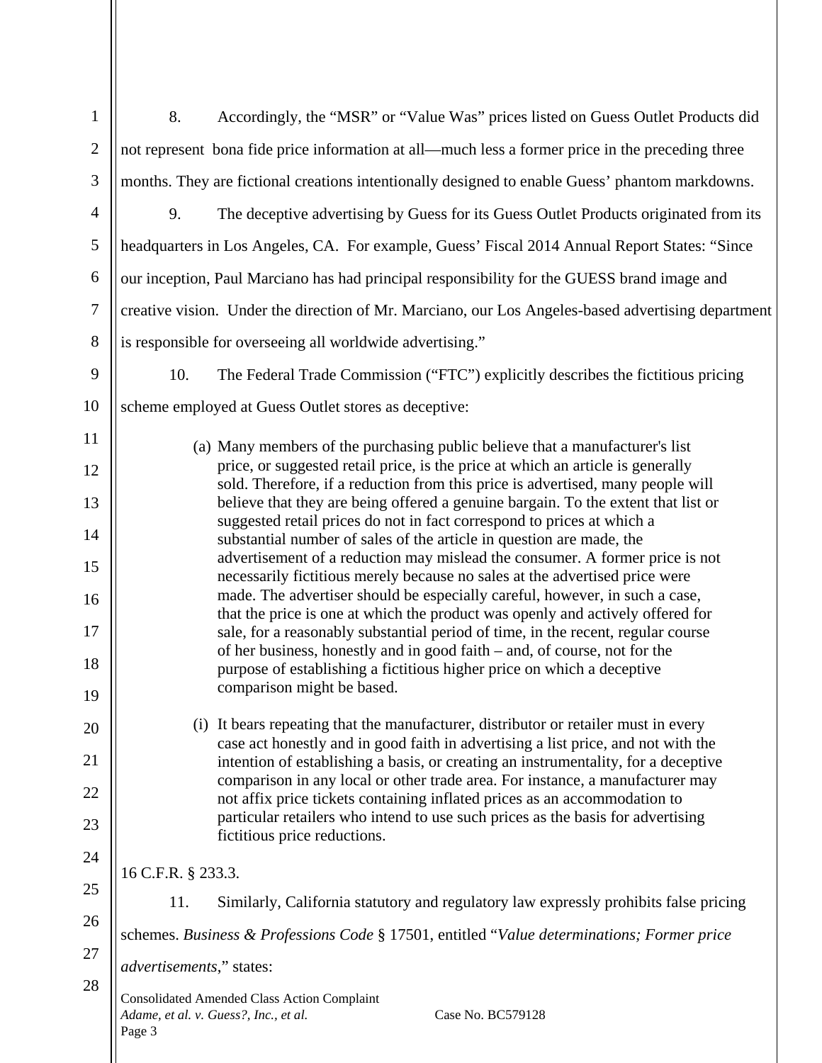8. Accordingly, the "MSR" or "Value Was" prices listed on Guess Outlet Products did not represent bona fide price information at all—much less a former price in the preceding three months. They are fictional creations intentionally designed to enable Guess' phantom markdowns.

9. The deceptive advertising by Guess for its Guess Outlet Products originated from its headquarters in Los Angeles, CA. For example, Guess' Fiscal 2014 Annual Report States: "Since our inception, Paul Marciano has had principal responsibility for the GUESS brand image and creative vision. Under the direction of Mr. Marciano, our Los Angeles-based advertising department is responsible for overseeing all worldwide advertising."

10. The Federal Trade Commission ("FTC") explicitly describes the fictitious pricing scheme employed at Guess Outlet stores as deceptive:

> (a) Many members of the purchasing public believe that a manufacturer's list price, or suggested retail price, is the price at which an article is generally sold. Therefore, if a reduction from this price is advertised, many people will believe that they are being offered a genuine bargain. To the extent that list or suggested retail prices do not in fact correspond to prices at which a substantial number of sales of the article in question are made, the advertisement of a reduction may mislead the consumer. A former price is not necessarily fictitious merely because no sales at the advertised price were made. The advertiser should be especially careful, however, in such a case, that the price is one at which the product was openly and actively offered for sale, for a reasonably substantial period of time, in the recent, regular course of her business, honestly and in good faith – and, of course, not for the purpose of establishing a fictitious higher price on which a deceptive comparison might be based.
>
> (i) It bears repeating that the manufacturer, distributor or retailer must in every case act honestly and in good faith in advertising a list price, and not with the intention of establishing a basis, or creating an instrumentality, for a deceptive comparison in any local or other trade area. For instance, a manufacturer may not affix price tickets containing inflated prices as an accommodation to particular retailers who intend to use such prices as the basis for advertising fictitious price reductions.

16 C.F.R. § 233.3.

11. Similarly, California statutory and regulatory law expressly prohibits false pricing schemes. *Business & Professions Code* § 17501, entitled "*Value determinations; Former price advertisements*," states: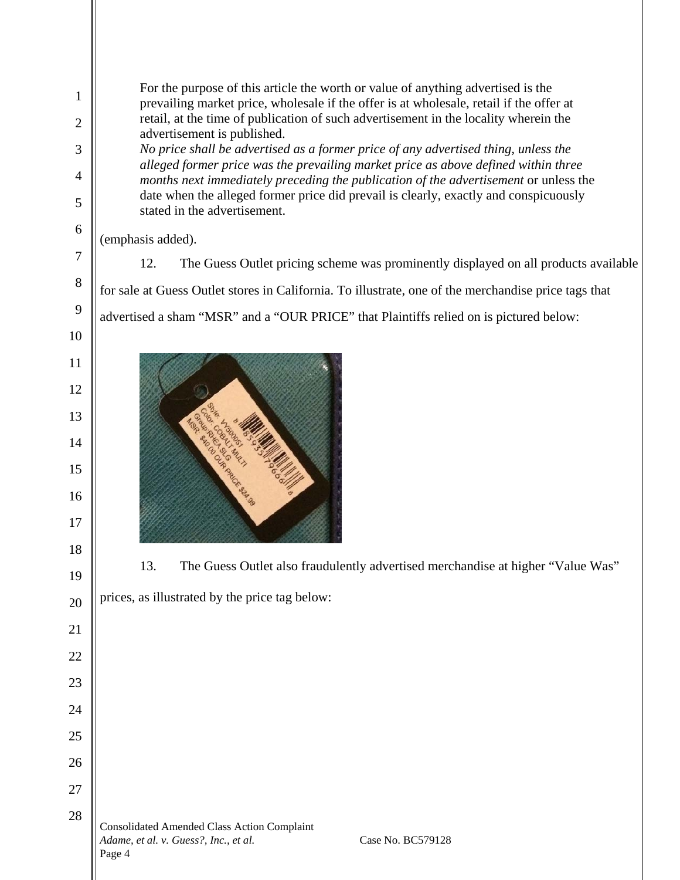For the purpose of this article the worth or value of anything advertised is the prevailing market price, wholesale if the offer is at wholesale, retail if the offer at retail, at the time of publication of such advertisement in the locality wherein the advertisement is published.

*No price shall be advertised as a former price of any advertised thing, unless the alleged former price was the prevailing market price as above defined within three months next immediately preceding the publication of the advertisement* or unless the date when the alleged former price did prevail is clearly, exactly and conspicuously stated in the advertisement.

(emphasis added).

12. The Guess Outlet pricing scheme was prominently displayed on all products available for sale at Guess Outlet stores in California. To illustrate, one of the merchandise price tags that advertised a sham "MSR" and a "OUR PRICE" that Plaintiffs relied on is pictured below:

13. The Guess Outlet also fraudulently advertised merchandise at higher "Value Was" prices, as illustrated by the price tag below: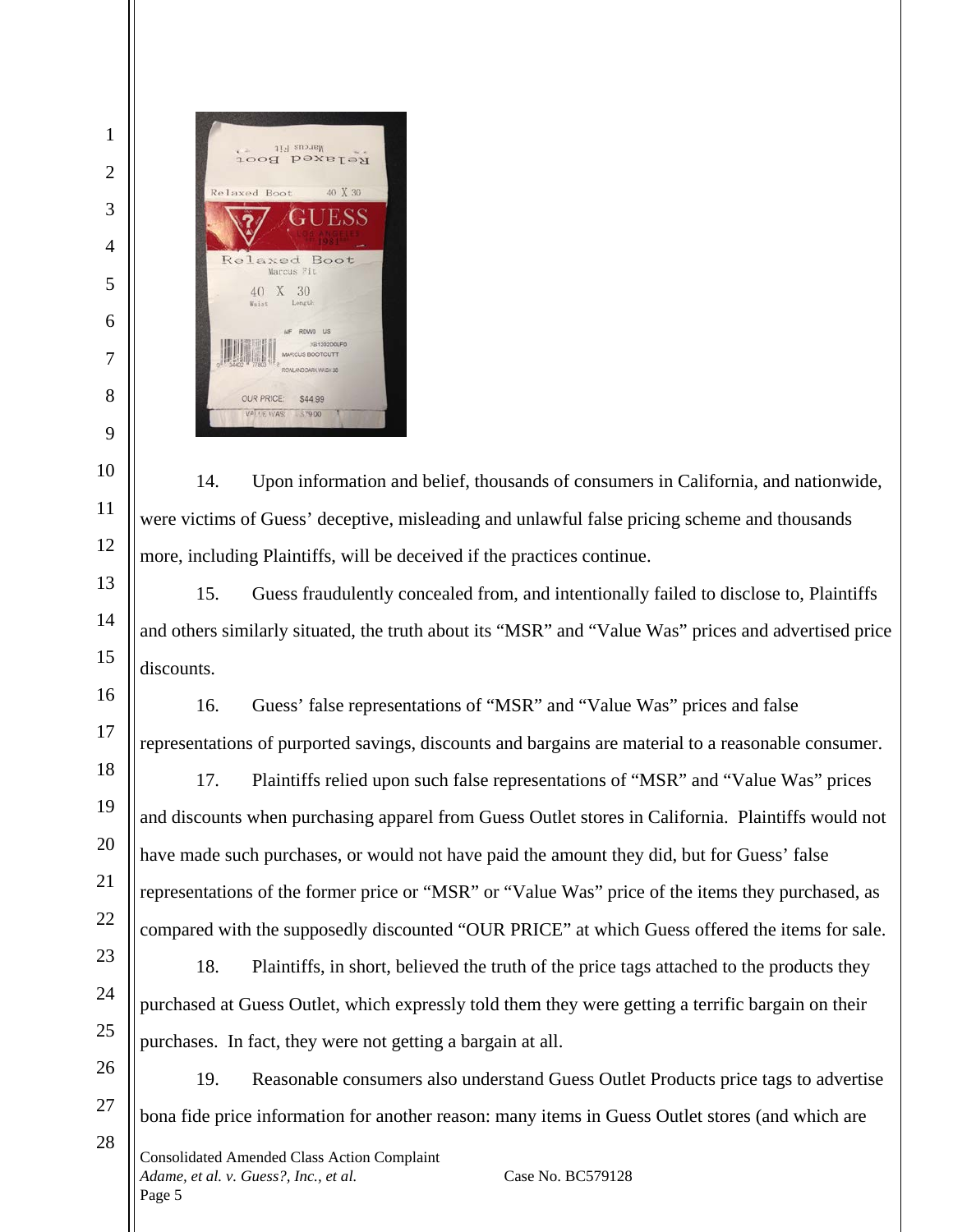14. Upon information and belief, thousands of consumers in California, and nationwide, were victims of Guess' deceptive, misleading and unlawful false pricing scheme and thousands more, including Plaintiffs, will be deceived if the practices continue.

15. Guess fraudulently concealed from, and intentionally failed to disclose to, Plaintiffs and others similarly situated, the truth about its "MSR" and "Value Was" prices and advertised price discounts.

16. Guess' false representations of "MSR" and "Value Was" prices and false representations of purported savings, discounts and bargains are material to a reasonable consumer.

17. Plaintiffs relied upon such false representations of "MSR" and "Value Was" prices and discounts when purchasing apparel from Guess Outlet stores in California. Plaintiffs would not have made such purchases, or would not have paid the amount they did, but for Guess' false representations of the former price or "MSR" or "Value Was" price of the items they purchased, as compared with the supposedly discounted "OUR PRICE" at which Guess offered the items for sale.

18. Plaintiffs, in short, believed the truth of the price tags attached to the products they purchased at Guess Outlet, which expressly told them they were getting a terrific bargain on their purchases. In fact, they were not getting a bargain at all.

19. Reasonable consumers also understand Guess Outlet Products price tags to advertise bona fide price information for another reason: many items in Guess Outlet stores (and which are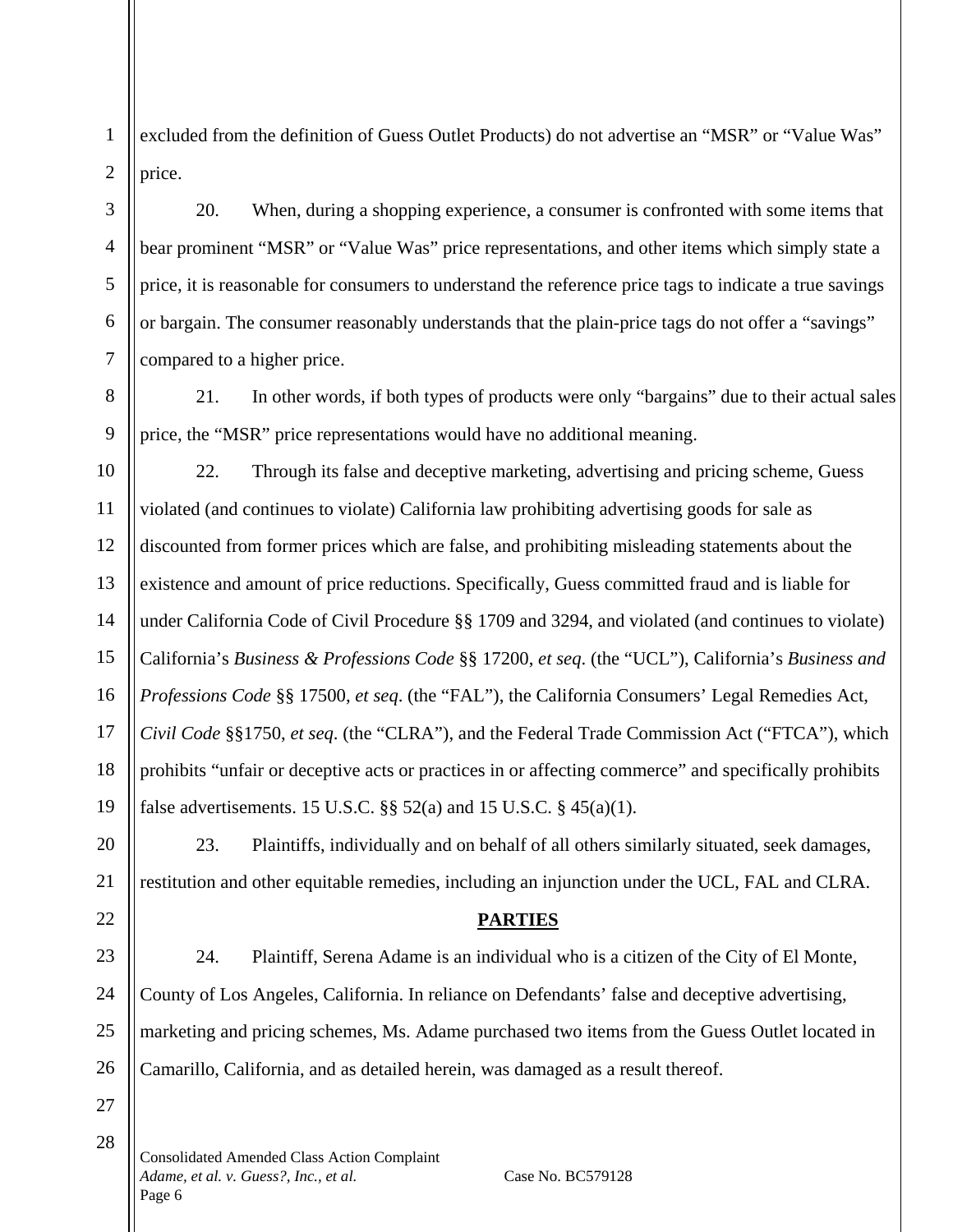excluded from the definition of Guess Outlet Products) do not advertise an "MSR" or "Value Was" price.

20. When, during a shopping experience, a consumer is confronted with some items that bear prominent "MSR" or "Value Was" price representations, and other items which simply state a price, it is reasonable for consumers to understand the reference price tags to indicate a true savings or bargain. The consumer reasonably understands that the plain-price tags do not offer a "savings" compared to a higher price.

21. In other words, if both types of products were only "bargains" due to their actual sales price, the "MSR" price representations would have no additional meaning.

22. Through its false and deceptive marketing, advertising and pricing scheme, Guess violated (and continues to violate) California law prohibiting advertising goods for sale as discounted from former prices which are false, and prohibiting misleading statements about the existence and amount of price reductions. Specifically, Guess committed fraud and is liable for under California Code of Civil Procedure §§ 1709 and 3294, and violated (and continues to violate) California's *Business & Professions Code* §§ 17200, *et seq*. (the "UCL"), California's *Business and Professions Code* §§ 17500, *et seq*. (the "FAL"), the California Consumers' Legal Remedies Act, *Civil Code* §§1750, *et seq*. (the "CLRA"), and the Federal Trade Commission Act ("FTCA"), which prohibits "unfair or deceptive acts or practices in or affecting commerce" and specifically prohibits false advertisements. 15 U.S.C. §§ 52(a) and 15 U.S.C. § 45(a)(1).

23. Plaintiffs, individually and on behalf of all others similarly situated, seek damages, restitution and other equitable remedies, including an injunction under the UCL, FAL and CLRA.

## PARTIES

24. Plaintiff, Serena Adame is an individual who is a citizen of the City of El Monte, County of Los Angeles, California. In reliance on Defendants' false and deceptive advertising, marketing and pricing schemes, Ms. Adame purchased two items from the Guess Outlet located in Camarillo, California, and as detailed herein, was damaged as a result thereof.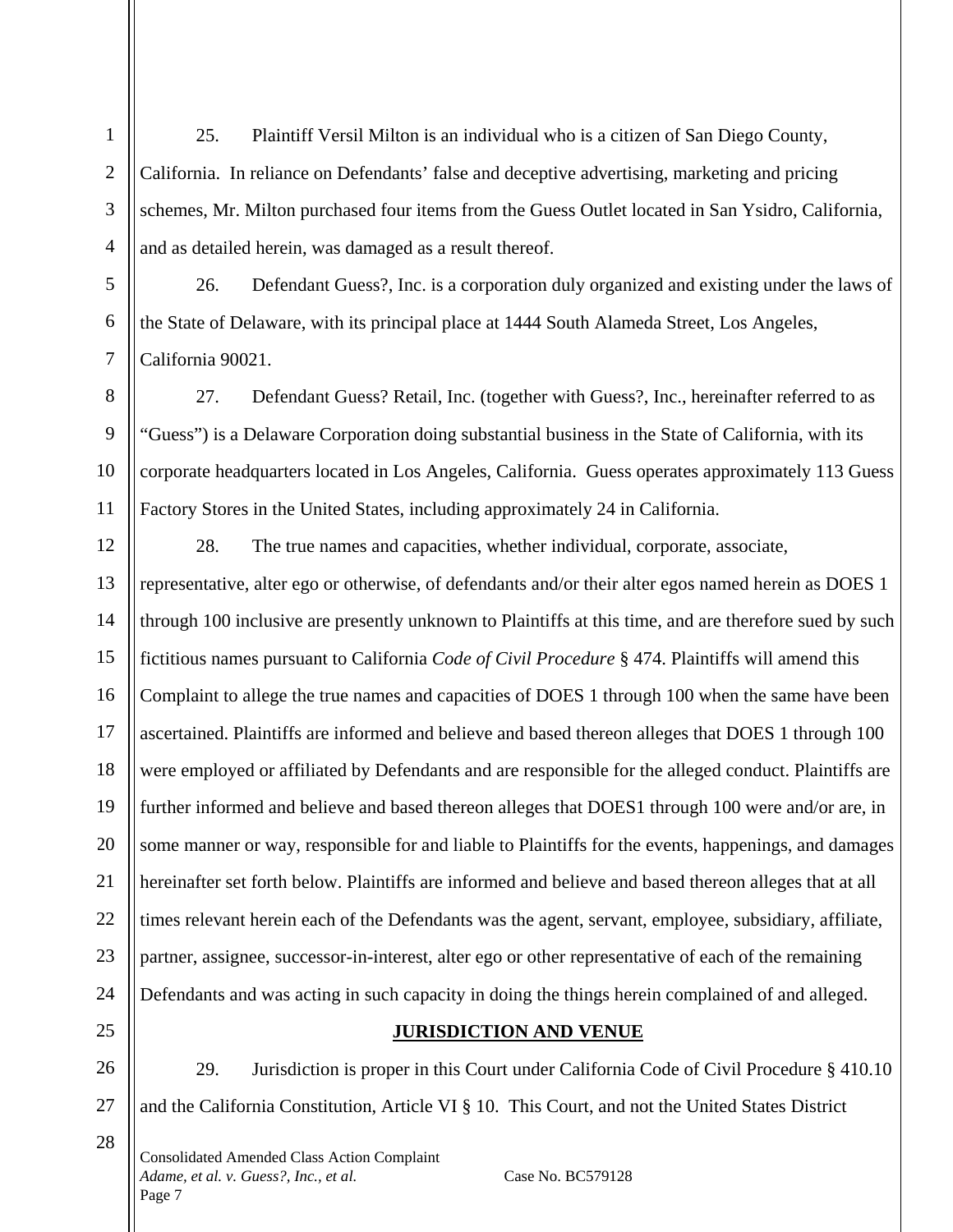25. Plaintiff Versil Milton is an individual who is a citizen of San Diego County, California. In reliance on Defendants' false and deceptive advertising, marketing and pricing schemes, Mr. Milton purchased four items from the Guess Outlet located in San Ysidro, California, and as detailed herein, was damaged as a result thereof.

26. Defendant Guess?, Inc. is a corporation duly organized and existing under the laws of the State of Delaware, with its principal place at 1444 South Alameda Street, Los Angeles, California 90021.

27. Defendant Guess? Retail, Inc. (together with Guess?, Inc., hereinafter referred to as "Guess") is a Delaware Corporation doing substantial business in the State of California, with its corporate headquarters located in Los Angeles, California. Guess operates approximately 113 Guess Factory Stores in the United States, including approximately 24 in California.

28. The true names and capacities, whether individual, corporate, associate, representative, alter ego or otherwise, of defendants and/or their alter egos named herein as DOES 1 through 100 inclusive are presently unknown to Plaintiffs at this time, and are therefore sued by such fictitious names pursuant to California *Code of Civil Procedure* § 474. Plaintiffs will amend this Complaint to allege the true names and capacities of DOES 1 through 100 when the same have been ascertained. Plaintiffs are informed and believe and based thereon alleges that DOES 1 through 100 were employed or affiliated by Defendants and are responsible for the alleged conduct. Plaintiffs are further informed and believe and based thereon alleges that DOES1 through 100 were and/or are, in some manner or way, responsible for and liable to Plaintiffs for the events, happenings, and damages hereinafter set forth below. Plaintiffs are informed and believe and based thereon alleges that at all times relevant herein each of the Defendants was the agent, servant, employee, subsidiary, affiliate, partner, assignee, successor-in-interest, alter ego or other representative of each of the remaining Defendants and was acting in such capacity in doing the things herein complained of and alleged.

## JURISDICTION AND VENUE

29. Jurisdiction is proper in this Court under California Code of Civil Procedure § 410.10 and the California Constitution, Article VI § 10. This Court, and not the United States District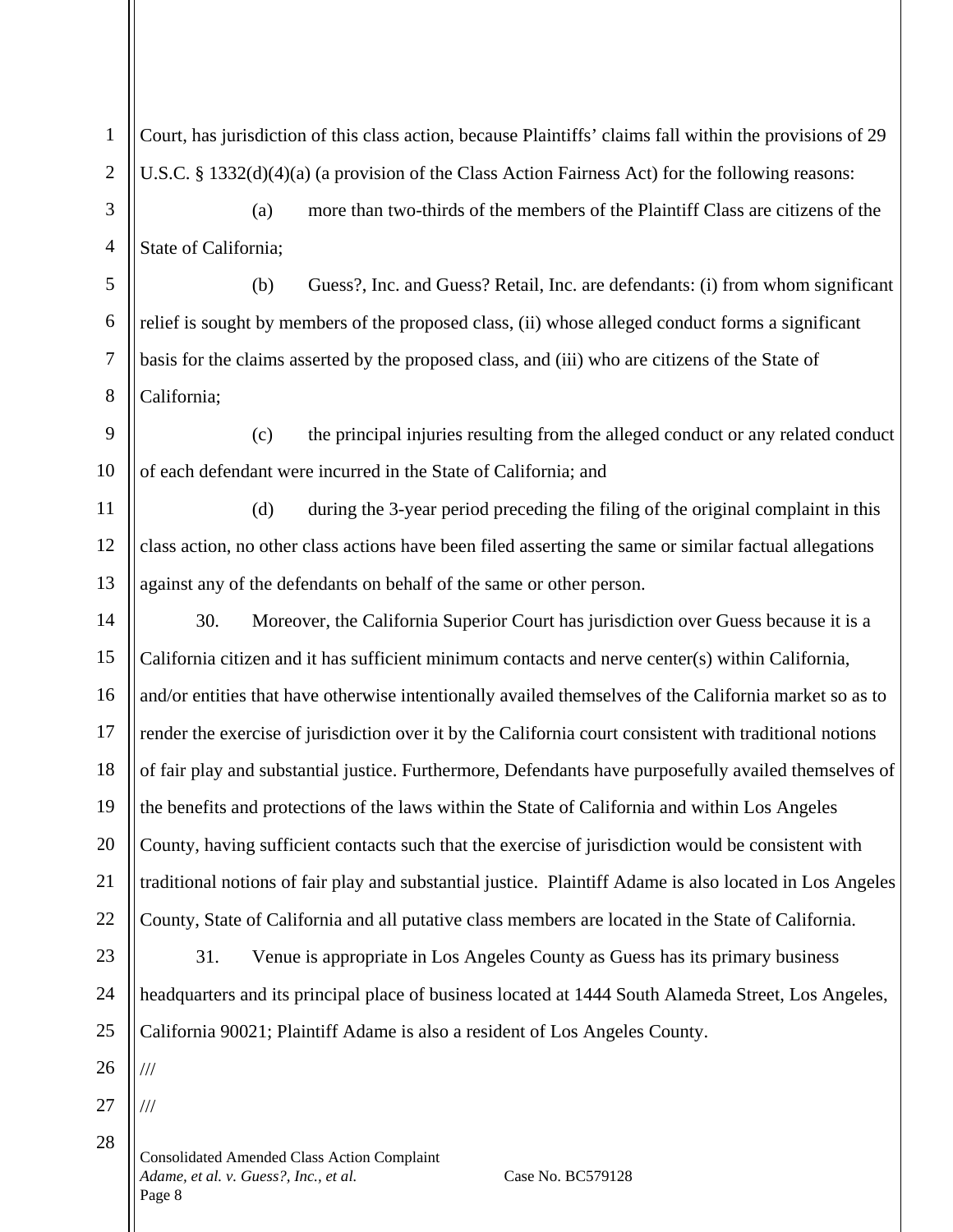Court, has jurisdiction of this class action, because Plaintiffs' claims fall within the provisions of 29 U.S.C. § 1332(d)(4)(a) (a provision of the Class Action Fairness Act) for the following reasons:

(a) more than two-thirds of the members of the Plaintiff Class are citizens of the State of California;

(b) Guess?, Inc. and Guess? Retail, Inc. are defendants: (i) from whom significant relief is sought by members of the proposed class, (ii) whose alleged conduct forms a significant basis for the claims asserted by the proposed class, and (iii) who are citizens of the State of California;

(c) the principal injuries resulting from the alleged conduct or any related conduct of each defendant were incurred in the State of California; and

(d) during the 3-year period preceding the filing of the original complaint in this class action, no other class actions have been filed asserting the same or similar factual allegations against any of the defendants on behalf of the same or other person.

30. Moreover, the California Superior Court has jurisdiction over Guess because it is a California citizen and it has sufficient minimum contacts and nerve center(s) within California, and/or entities that have otherwise intentionally availed themselves of the California market so as to render the exercise of jurisdiction over it by the California court consistent with traditional notions of fair play and substantial justice. Furthermore, Defendants have purposefully availed themselves of the benefits and protections of the laws within the State of California and within Los Angeles County, having sufficient contacts such that the exercise of jurisdiction would be consistent with traditional notions of fair play and substantial justice. Plaintiff Adame is also located in Los Angeles County, State of California and all putative class members are located in the State of California.

31. Venue is appropriate in Los Angeles County as Guess has its primary business headquarters and its principal place of business located at 1444 South Alameda Street, Los Angeles, California 90021; Plaintiff Adame is also a resident of Los Angeles County.

///

///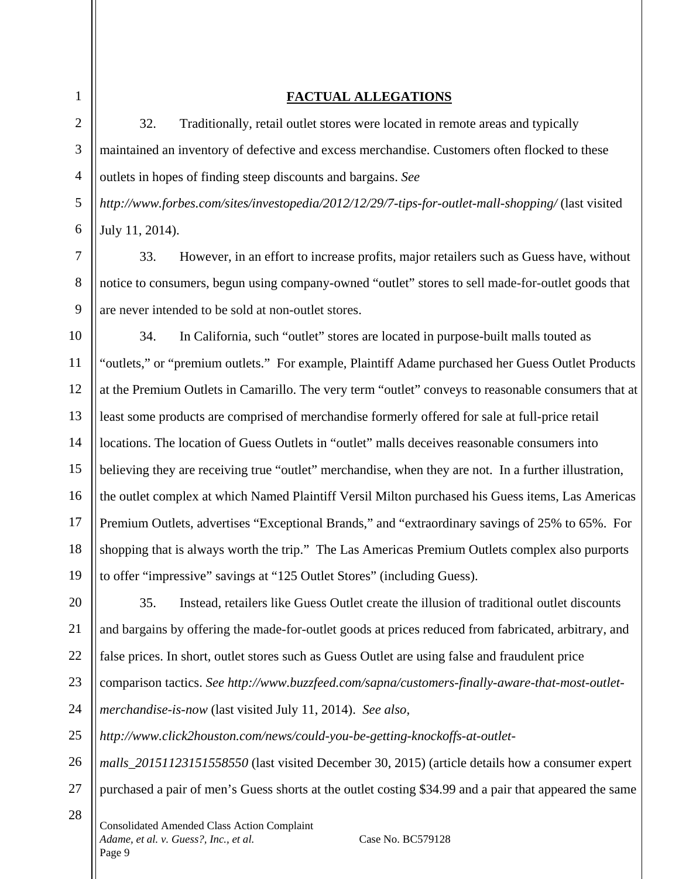## FACTUAL ALLEGATIONS

32. Traditionally, retail outlet stores were located in remote areas and typically maintained an inventory of defective and excess merchandise. Customers often flocked to these outlets in hopes of finding steep discounts and bargains. *See http://www.forbes.com/sites/investopedia/2012/12/29/7-tips-for-outlet-mall-shopping/* (last visited July 11, 2014).

33. However, in an effort to increase profits, major retailers such as Guess have, without notice to consumers, begun using company-owned "outlet" stores to sell made-for-outlet goods that are never intended to be sold at non-outlet stores.

34. In California, such "outlet" stores are located in purpose-built malls touted as "outlets," or "premium outlets." For example, Plaintiff Adame purchased her Guess Outlet Products at the Premium Outlets in Camarillo. The very term "outlet" conveys to reasonable consumers that at least some products are comprised of merchandise formerly offered for sale at full-price retail locations. The location of Guess Outlets in "outlet" malls deceives reasonable consumers into believing they are receiving true "outlet" merchandise, when they are not. In a further illustration, the outlet complex at which Named Plaintiff Versil Milton purchased his Guess items, Las Americas Premium Outlets, advertises "Exceptional Brands," and "extraordinary savings of 25% to 65%. For shopping that is always worth the trip." The Las Americas Premium Outlets complex also purports to offer "impressive" savings at "125 Outlet Stores" (including Guess).

35. Instead, retailers like Guess Outlet create the illusion of traditional outlet discounts and bargains by offering the made-for-outlet goods at prices reduced from fabricated, arbitrary, and false prices. In short, outlet stores such as Guess Outlet are using false and fraudulent price comparison tactics. *See http://www.buzzfeed.com/sapna/customers-finally-aware-that-most-outlet-merchandise-is-now* (last visited July 11, 2014). *See also, http://www.click2houston.com/news/could-you-be-getting-knockoffs-at-outlet-malls_20151123151558550* (last visited December 30, 2015) (article details how a consumer expert purchased a pair of men's Guess shorts at the outlet costing $34.99 and a pair that appeared the same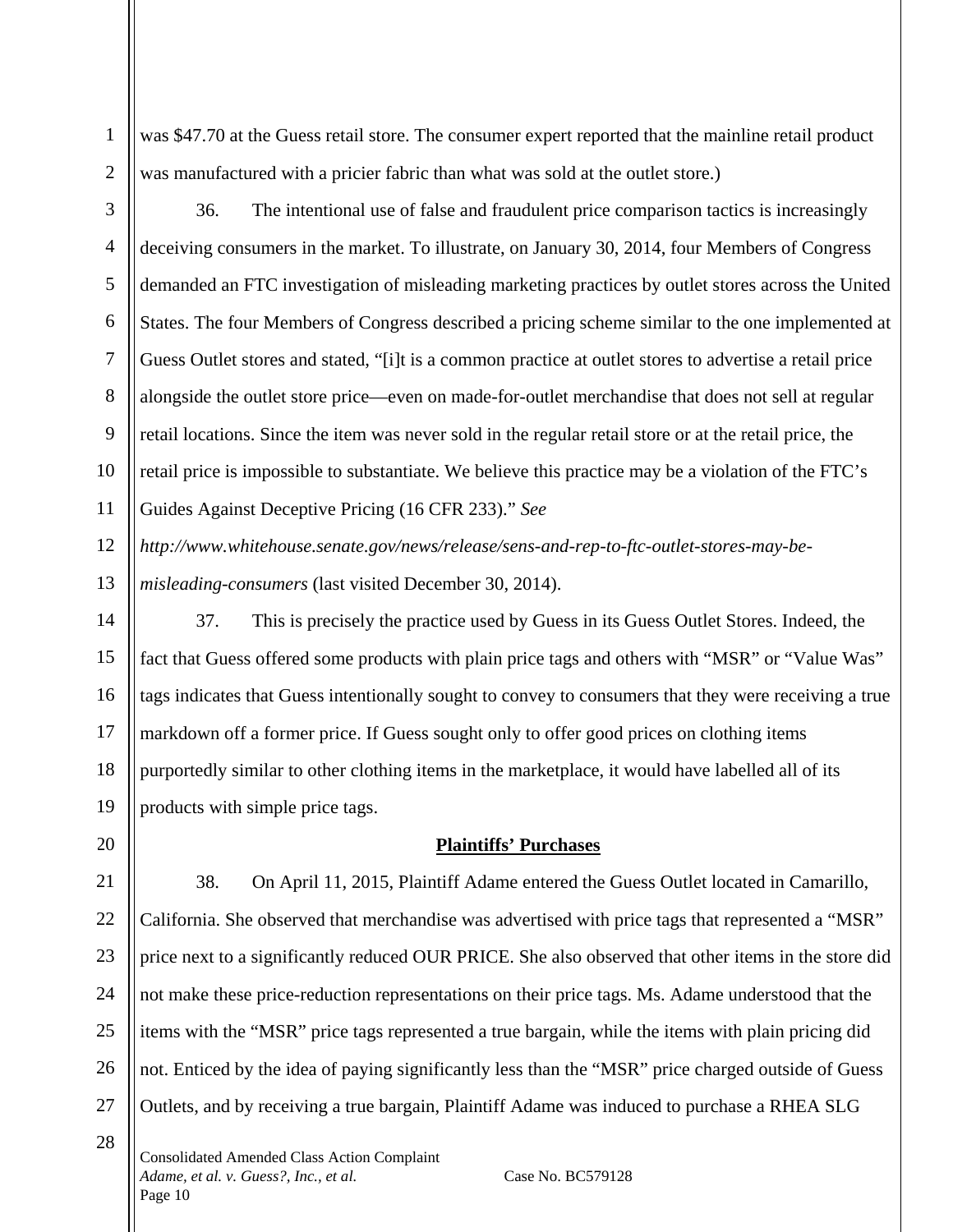was $47.70 at the Guess retail store. The consumer expert reported that the mainline retail product was manufactured with a pricier fabric than what was sold at the outlet store.)

36. The intentional use of false and fraudulent price comparison tactics is increasingly deceiving consumers in the market. To illustrate, on January 30, 2014, four Members of Congress demanded an FTC investigation of misleading marketing practices by outlet stores across the United States. The four Members of Congress described a pricing scheme similar to the one implemented at Guess Outlet stores and stated, "[i]t is a common practice at outlet stores to advertise a retail price alongside the outlet store price—even on made-for-outlet merchandise that does not sell at regular retail locations. Since the item was never sold in the regular retail store or at the retail price, the retail price is impossible to substantiate. We believe this practice may be a violation of the FTC's Guides Against Deceptive Pricing (16 CFR 233)." *See http://www.whitehouse.senate.gov/news/release/sens-and-rep-to-ftc-outlet-stores-may-be-misleading-consumers* (last visited December 30, 2014).

37. This is precisely the practice used by Guess in its Guess Outlet Stores. Indeed, the fact that Guess offered some products with plain price tags and others with "MSR" or "Value Was" tags indicates that Guess intentionally sought to convey to consumers that they were receiving a true markdown off a former price. If Guess sought only to offer good prices on clothing items purportedly similar to other clothing items in the marketplace, it would have labelled all of its products with simple price tags.

**Plaintiffs' Purchases**

38. On April 11, 2015, Plaintiff Adame entered the Guess Outlet located in Camarillo, California. She observed that merchandise was advertised with price tags that represented a "MSR" price next to a significantly reduced OUR PRICE. She also observed that other items in the store did not make these price-reduction representations on their price tags. Ms. Adame understood that the items with the "MSR" price tags represented a true bargain, while the items with plain pricing did not. Enticed by the idea of paying significantly less than the "MSR" price charged outside of Guess Outlets, and by receiving a true bargain, Plaintiff Adame was induced to purchase a RHEA SLG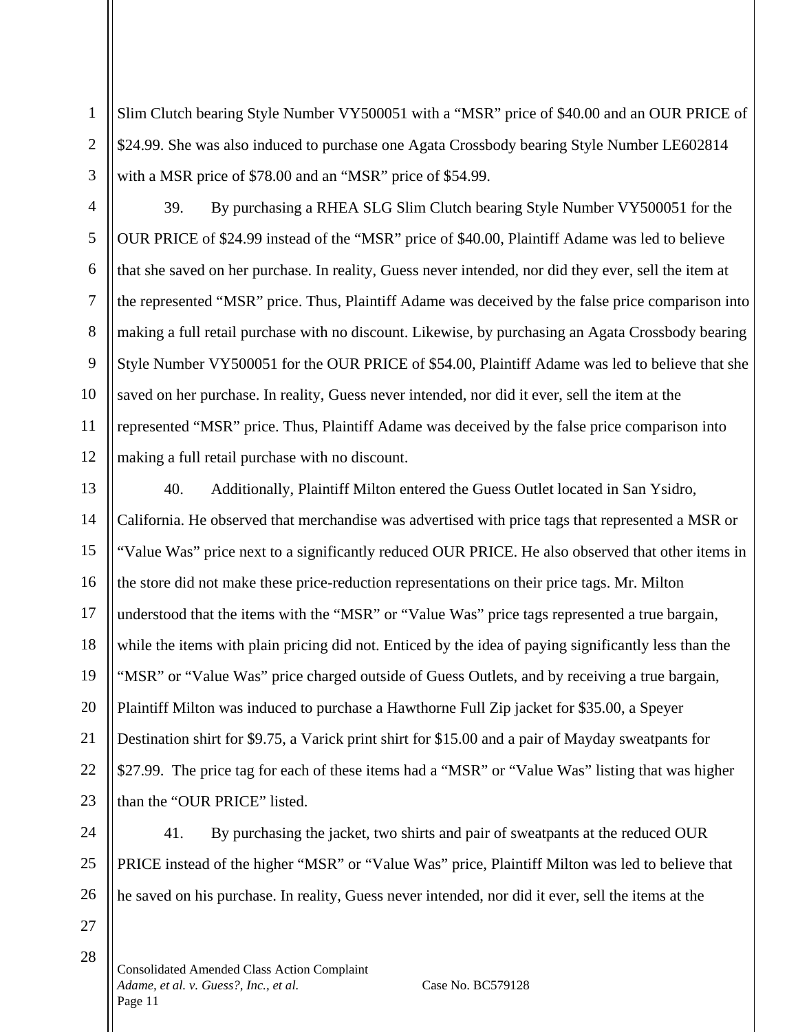Slim Clutch bearing Style Number VY500051 with a "MSR" price of $40.00 and an OUR PRICE of $24.99. She was also induced to purchase one Agata Crossbody bearing Style Number LE602814 with a MSR price of $78.00 and an "MSR" price of $54.99.

39. By purchasing a RHEA SLG Slim Clutch bearing Style Number VY500051 for the OUR PRICE of $24.99 instead of the "MSR" price of $40.00, Plaintiff Adame was led to believe that she saved on her purchase. In reality, Guess never intended, nor did they ever, sell the item at the represented "MSR" price. Thus, Plaintiff Adame was deceived by the false price comparison into making a full retail purchase with no discount. Likewise, by purchasing an Agata Crossbody bearing Style Number VY500051 for the OUR PRICE of $54.00, Plaintiff Adame was led to believe that she saved on her purchase. In reality, Guess never intended, nor did it ever, sell the item at the represented "MSR" price. Thus, Plaintiff Adame was deceived by the false price comparison into making a full retail purchase with no discount.

40. Additionally, Plaintiff Milton entered the Guess Outlet located in San Ysidro, California. He observed that merchandise was advertised with price tags that represented a MSR or "Value Was" price next to a significantly reduced OUR PRICE. He also observed that other items in the store did not make these price-reduction representations on their price tags. Mr. Milton understood that the items with the "MSR" or "Value Was" price tags represented a true bargain, while the items with plain pricing did not. Enticed by the idea of paying significantly less than the "MSR" or "Value Was" price charged outside of Guess Outlets, and by receiving a true bargain, Plaintiff Milton was induced to purchase a Hawthorne Full Zip jacket for $35.00, a Speyer Destination shirt for $9.75, a Varick print shirt for $15.00 and a pair of Mayday sweatpants for $27.99. The price tag for each of these items had a "MSR" or "Value Was" listing that was higher than the "OUR PRICE" listed.

41. By purchasing the jacket, two shirts and pair of sweatpants at the reduced OUR PRICE instead of the higher "MSR" or "Value Was" price, Plaintiff Milton was led to believe that he saved on his purchase. In reality, Guess never intended, nor did it ever, sell the items at the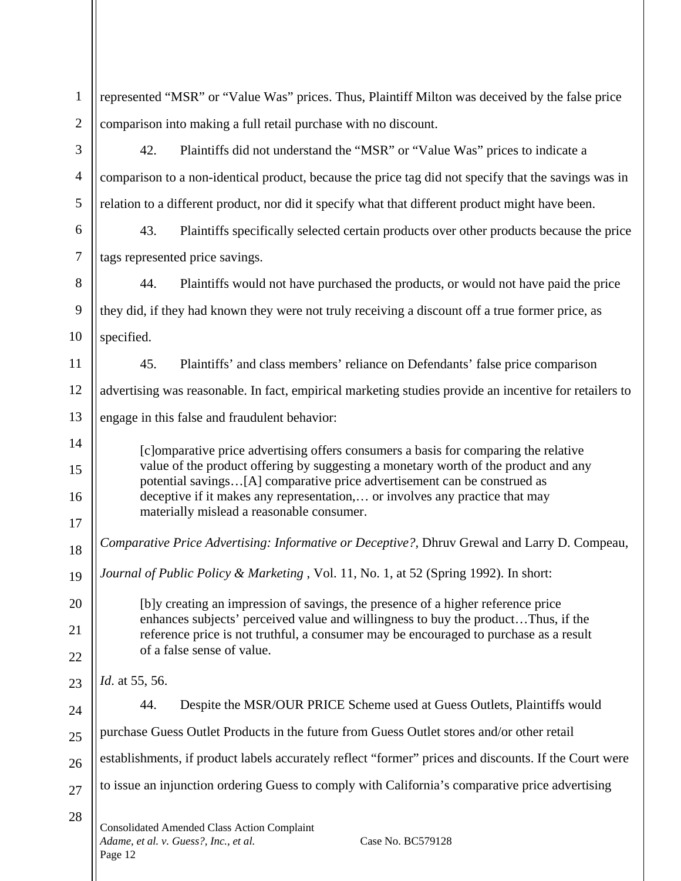represented "MSR" or "Value Was" prices. Thus, Plaintiff Milton was deceived by the false price comparison into making a full retail purchase with no discount.

42. Plaintiffs did not understand the "MSR" or "Value Was" prices to indicate a comparison to a non-identical product, because the price tag did not specify that the savings was in relation to a different product, nor did it specify what that different product might have been.

43. Plaintiffs specifically selected certain products over other products because the price tags represented price savings.

44. Plaintiffs would not have purchased the products, or would not have paid the price they did, if they had known they were not truly receiving a discount off a true former price, as specified.

45. Plaintiffs' and class members' reliance on Defendants' false price comparison advertising was reasonable. In fact, empirical marketing studies provide an incentive for retailers to engage in this false and fraudulent behavior:

> [c]omparative price advertising offers consumers a basis for comparing the relative value of the product offering by suggesting a monetary worth of the product and any potential savings…[A] comparative price advertisement can be construed as deceptive if it makes any representation,… or involves any practice that may materially mislead a reasonable consumer.

*Comparative Price Advertising: Informative or Deceptive?*, Dhruv Grewal and Larry D. Compeau, *Journal of Public Policy & Marketing* , Vol. 11, No. 1, at 52 (Spring 1992). In short:

> [b]y creating an impression of savings, the presence of a higher reference price enhances subjects' perceived value and willingness to buy the product…Thus, if the reference price is not truthful, a consumer may be encouraged to purchase as a result of a false sense of value.

*Id*. at 55, 56.

44. Despite the MSR/OUR PRICE Scheme used at Guess Outlets, Plaintiffs would purchase Guess Outlet Products in the future from Guess Outlet stores and/or other retail establishments, if product labels accurately reflect "former" prices and discounts. If the Court were to issue an injunction ordering Guess to comply with California's comparative price advertising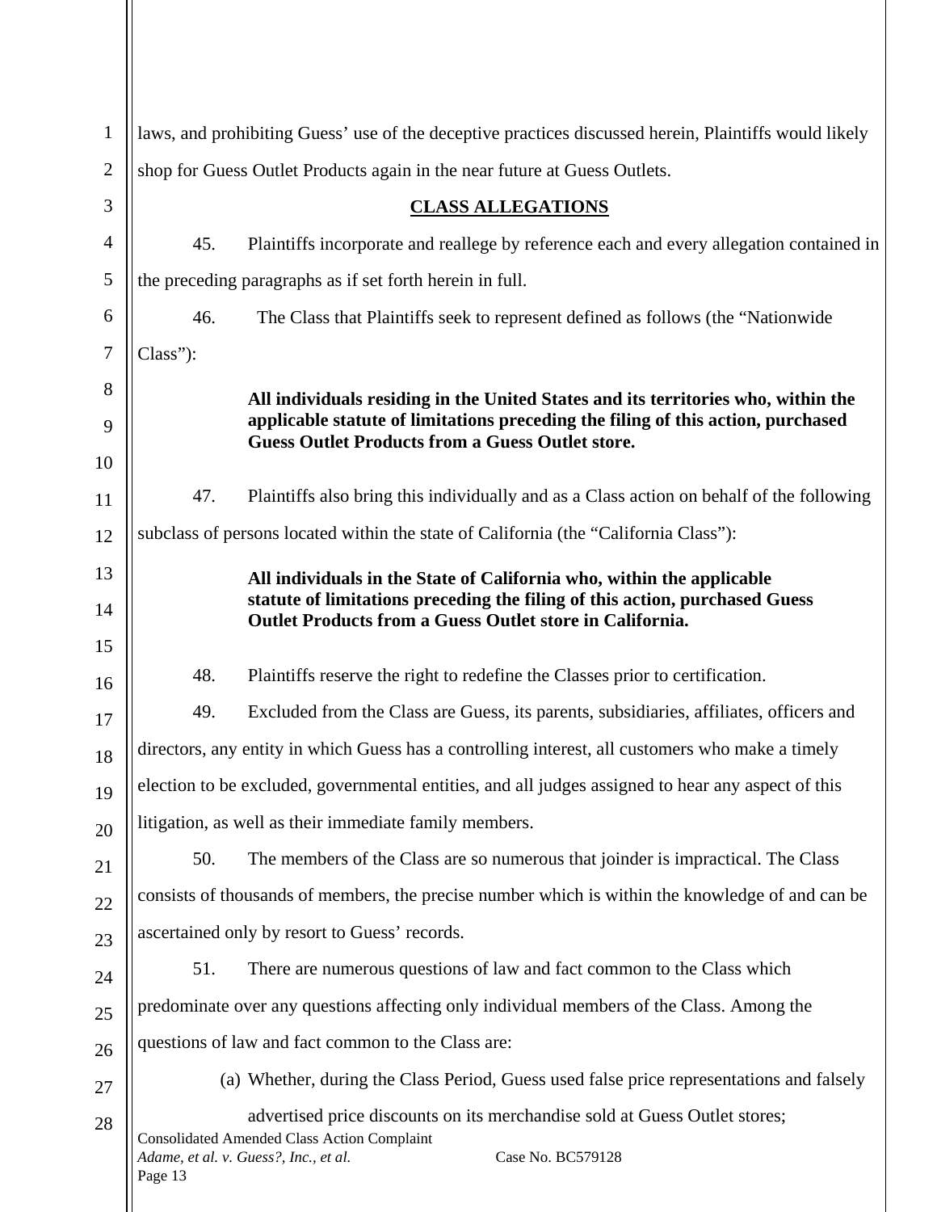laws, and prohibiting Guess' use of the deceptive practices discussed herein, Plaintiffs would likely shop for Guess Outlet Products again in the near future at Guess Outlets.

## CLASS ALLEGATIONS

45. Plaintiffs incorporate and reallege by reference each and every allegation contained in the preceding paragraphs as if set forth herein in full.

46. The Class that Plaintiffs seek to represent defined as follows (the "Nationwide Class"):

> **All individuals residing in the United States and its territories who, within the applicable statute of limitations preceding the filing of this action, purchased Guess Outlet Products from a Guess Outlet store.**

47. Plaintiffs also bring this individually and as a Class action on behalf of the following subclass of persons located within the state of California (the "California Class"):

> **All individuals in the State of California who, within the applicable statute of limitations preceding the filing of this action, purchased Guess Outlet Products from a Guess Outlet store in California.**

48. Plaintiffs reserve the right to redefine the Classes prior to certification.

49. Excluded from the Class are Guess, its parents, subsidiaries, affiliates, officers and directors, any entity in which Guess has a controlling interest, all customers who make a timely election to be excluded, governmental entities, and all judges assigned to hear any aspect of this litigation, as well as their immediate family members.

50. The members of the Class are so numerous that joinder is impractical. The Class consists of thousands of members, the precise number which is within the knowledge of and can be ascertained only by resort to Guess' records.

51. There are numerous questions of law and fact common to the Class which predominate over any questions affecting only individual members of the Class. Among the questions of law and fact common to the Class are:

(a) Whether, during the Class Period, Guess used false price representations and falsely advertised price discounts on its merchandise sold at Guess Outlet stores;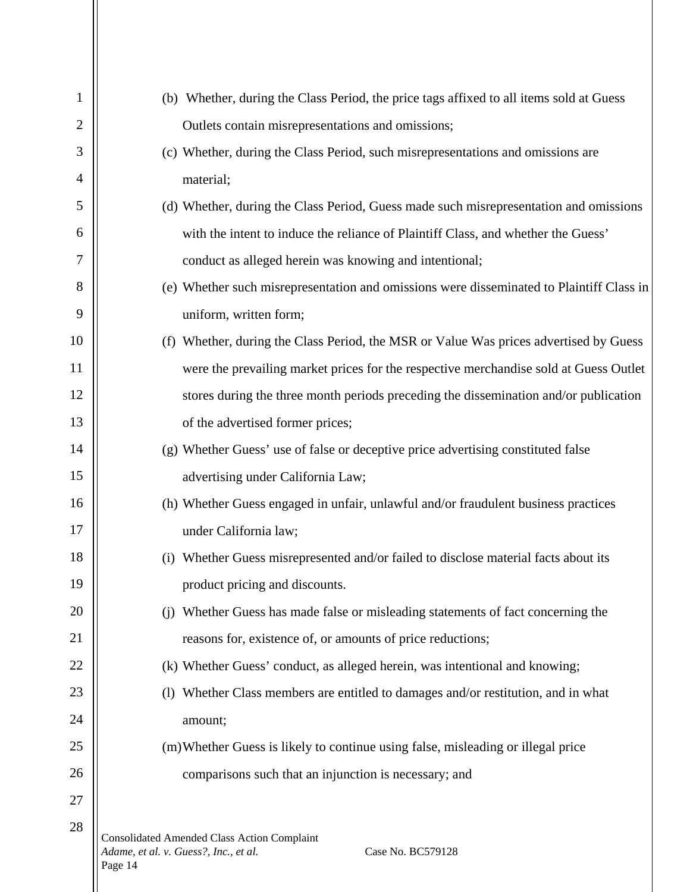(b) Whether, during the Class Period, the price tags affixed to all items sold at Guess Outlets contain misrepresentations and omissions;

(c) Whether, during the Class Period, such misrepresentations and omissions are material;

(d) Whether, during the Class Period, Guess made such misrepresentation and omissions with the intent to induce the reliance of Plaintiff Class, and whether the Guess' conduct as alleged herein was knowing and intentional;

(e) Whether such misrepresentation and omissions were disseminated to Plaintiff Class in uniform, written form;

(f) Whether, during the Class Period, the MSR or Value Was prices advertised by Guess were the prevailing market prices for the respective merchandise sold at Guess Outlet stores during the three month periods preceding the dissemination and/or publication of the advertised former prices;

(g) Whether Guess' use of false or deceptive price advertising constituted false advertising under California Law;

(h) Whether Guess engaged in unfair, unlawful and/or fraudulent business practices under California law;

(i) Whether Guess misrepresented and/or failed to disclose material facts about its product pricing and discounts.

(j) Whether Guess has made false or misleading statements of fact concerning the reasons for, existence of, or amounts of price reductions;

(k) Whether Guess' conduct, as alleged herein, was intentional and knowing;

(l) Whether Class members are entitled to damages and/or restitution, and in what amount;

(m) Whether Guess is likely to continue using false, misleading or illegal price comparisons such that an injunction is necessary; and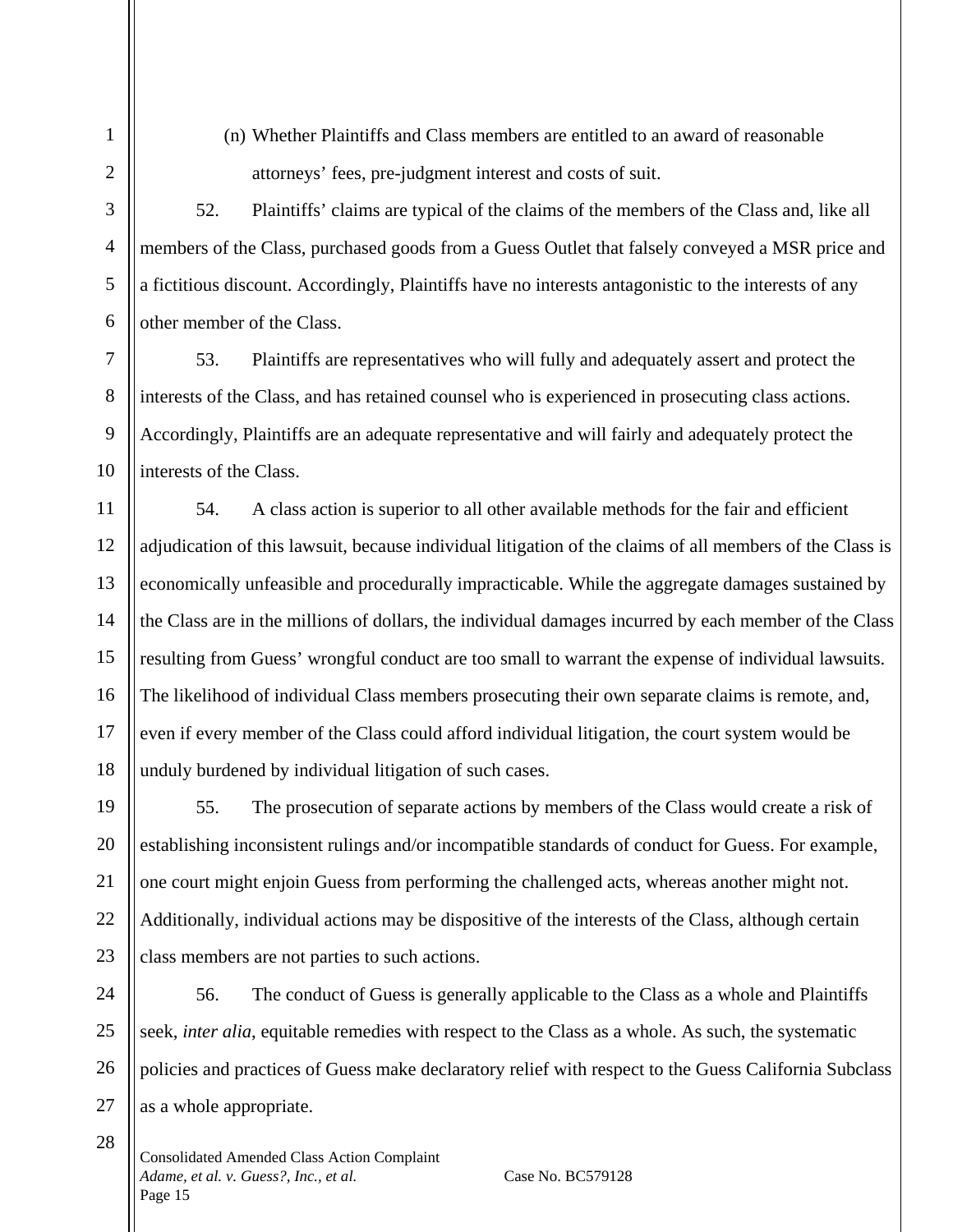(n) Whether Plaintiffs and Class members are entitled to an award of reasonable attorneys' fees, pre-judgment interest and costs of suit.

52. Plaintiffs' claims are typical of the claims of the members of the Class and, like all members of the Class, purchased goods from a Guess Outlet that falsely conveyed a MSR price and a fictitious discount. Accordingly, Plaintiffs have no interests antagonistic to the interests of any other member of the Class.

53. Plaintiffs are representatives who will fully and adequately assert and protect the interests of the Class, and has retained counsel who is experienced in prosecuting class actions. Accordingly, Plaintiffs are an adequate representative and will fairly and adequately protect the interests of the Class.

54. A class action is superior to all other available methods for the fair and efficient adjudication of this lawsuit, because individual litigation of the claims of all members of the Class is economically unfeasible and procedurally impracticable. While the aggregate damages sustained by the Class are in the millions of dollars, the individual damages incurred by each member of the Class resulting from Guess' wrongful conduct are too small to warrant the expense of individual lawsuits. The likelihood of individual Class members prosecuting their own separate claims is remote, and, even if every member of the Class could afford individual litigation, the court system would be unduly burdened by individual litigation of such cases.

55. The prosecution of separate actions by members of the Class would create a risk of establishing inconsistent rulings and/or incompatible standards of conduct for Guess. For example, one court might enjoin Guess from performing the challenged acts, whereas another might not. Additionally, individual actions may be dispositive of the interests of the Class, although certain class members are not parties to such actions.

56. The conduct of Guess is generally applicable to the Class as a whole and Plaintiffs seek, *inter alia*, equitable remedies with respect to the Class as a whole. As such, the systematic policies and practices of Guess make declaratory relief with respect to the Guess California Subclass as a whole appropriate.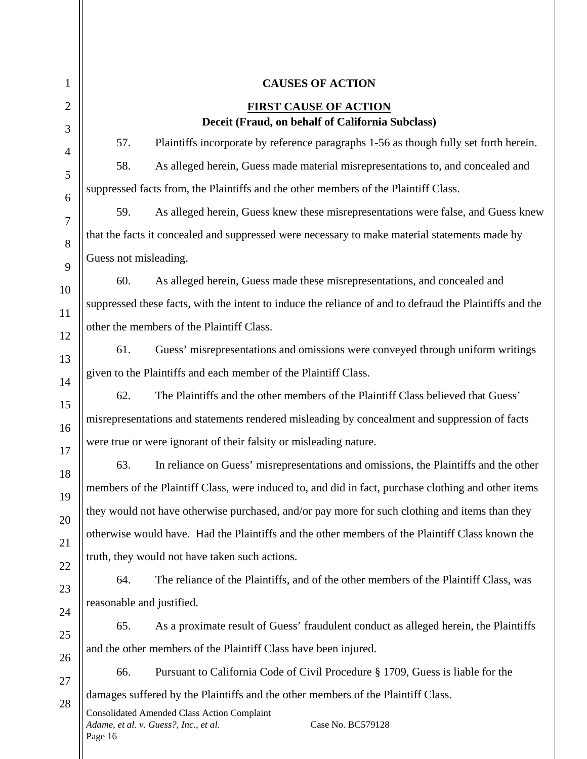## CAUSES OF ACTION

### FIRST CAUSE OF ACTION

**Deceit (Fraud, on behalf of California Subclass)**

57. Plaintiffs incorporate by reference paragraphs 1-56 as though fully set forth herein.

58. As alleged herein, Guess made material misrepresentations to, and concealed and suppressed facts from, the Plaintiffs and the other members of the Plaintiff Class.

59. As alleged herein, Guess knew these misrepresentations were false, and Guess knew that the facts it concealed and suppressed were necessary to make material statements made by Guess not misleading.

60. As alleged herein, Guess made these misrepresentations, and concealed and suppressed these facts, with the intent to induce the reliance of and to defraud the Plaintiffs and the other the members of the Plaintiff Class.

61. Guess' misrepresentations and omissions were conveyed through uniform writings given to the Plaintiffs and each member of the Plaintiff Class.

62. The Plaintiffs and the other members of the Plaintiff Class believed that Guess' misrepresentations and statements rendered misleading by concealment and suppression of facts were true or were ignorant of their falsity or misleading nature.

63. In reliance on Guess' misrepresentations and omissions, the Plaintiffs and the other members of the Plaintiff Class, were induced to, and did in fact, purchase clothing and other items they would not have otherwise purchased, and/or pay more for such clothing and items than they otherwise would have. Had the Plaintiffs and the other members of the Plaintiff Class known the truth, they would not have taken such actions.

64. The reliance of the Plaintiffs, and of the other members of the Plaintiff Class, was reasonable and justified.

65. As a proximate result of Guess' fraudulent conduct as alleged herein, the Plaintiffs and the other members of the Plaintiff Class have been injured.

66. Pursuant to California Code of Civil Procedure § 1709, Guess is liable for the damages suffered by the Plaintiffs and the other members of the Plaintiff Class.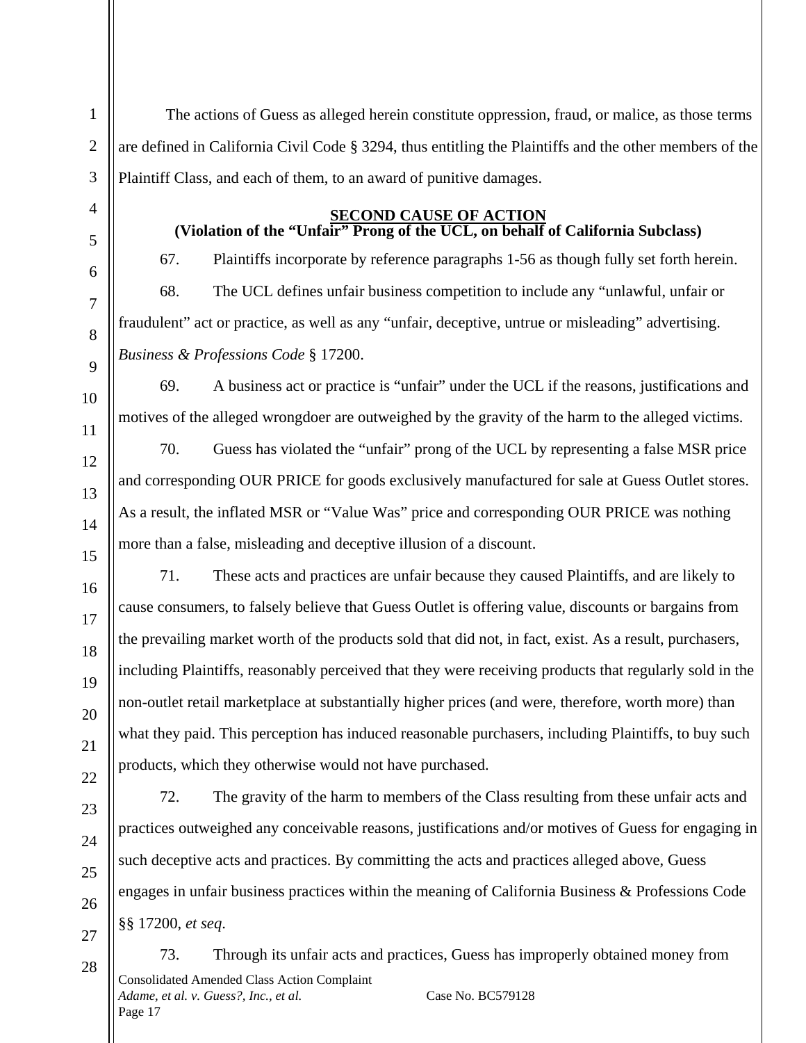The actions of Guess as alleged herein constitute oppression, fraud, or malice, as those terms are defined in California Civil Code § 3294, thus entitling the Plaintiffs and the other members of the Plaintiff Class, and each of them, to an award of punitive damages.

**SECOND CAUSE OF ACTION**
**(Violation of the "Unfair" Prong of the UCL, on behalf of California Subclass)**

67. Plaintiffs incorporate by reference paragraphs 1-56 as though fully set forth herein.

68. The UCL defines unfair business competition to include any "unlawful, unfair or fraudulent" act or practice, as well as any "unfair, deceptive, untrue or misleading" advertising. *Business & Professions Code* § 17200.

69. A business act or practice is "unfair" under the UCL if the reasons, justifications and motives of the alleged wrongdoer are outweighed by the gravity of the harm to the alleged victims.

70. Guess has violated the "unfair" prong of the UCL by representing a false MSR price and corresponding OUR PRICE for goods exclusively manufactured for sale at Guess Outlet stores. As a result, the inflated MSR or "Value Was" price and corresponding OUR PRICE was nothing more than a false, misleading and deceptive illusion of a discount.

71. These acts and practices are unfair because they caused Plaintiffs, and are likely to cause consumers, to falsely believe that Guess Outlet is offering value, discounts or bargains from the prevailing market worth of the products sold that did not, in fact, exist. As a result, purchasers, including Plaintiffs, reasonably perceived that they were receiving products that regularly sold in the non-outlet retail marketplace at substantially higher prices (and were, therefore, worth more) than what they paid. This perception has induced reasonable purchasers, including Plaintiffs, to buy such products, which they otherwise would not have purchased.

72. The gravity of the harm to members of the Class resulting from these unfair acts and practices outweighed any conceivable reasons, justifications and/or motives of Guess for engaging in such deceptive acts and practices. By committing the acts and practices alleged above, Guess engages in unfair business practices within the meaning of California Business & Professions Code §§ 17200, *et seq*.

73. Through its unfair acts and practices, Guess has improperly obtained money from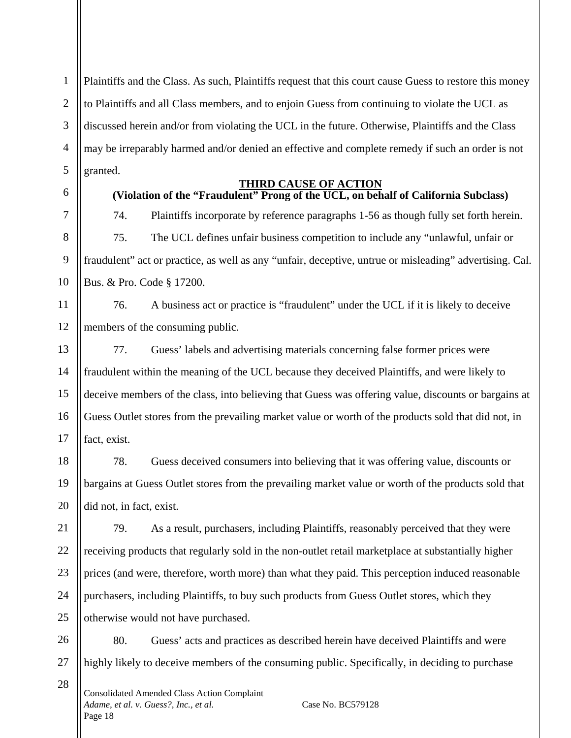Plaintiffs and the Class. As such, Plaintiffs request that this court cause Guess to restore this money to Plaintiffs and all Class members, and to enjoin Guess from continuing to violate the UCL as discussed herein and/or from violating the UCL in the future. Otherwise, Plaintiffs and the Class may be irreparably harmed and/or denied an effective and complete remedy if such an order is not granted.

**THIRD CAUSE OF ACTION**

**(Violation of the "Fraudulent" Prong of the UCL, on behalf of California Subclass)**

74. Plaintiffs incorporate by reference paragraphs 1-56 as though fully set forth herein.

75. The UCL defines unfair business competition to include any "unlawful, unfair or fraudulent" act or practice, as well as any "unfair, deceptive, untrue or misleading" advertising. Cal. Bus. & Pro. Code § 17200.

76. A business act or practice is "fraudulent" under the UCL if it is likely to deceive members of the consuming public.

77. Guess' labels and advertising materials concerning false former prices were fraudulent within the meaning of the UCL because they deceived Plaintiffs, and were likely to deceive members of the class, into believing that Guess was offering value, discounts or bargains at Guess Outlet stores from the prevailing market value or worth of the products sold that did not, in fact, exist.

78. Guess deceived consumers into believing that it was offering value, discounts or bargains at Guess Outlet stores from the prevailing market value or worth of the products sold that did not, in fact, exist.

79. As a result, purchasers, including Plaintiffs, reasonably perceived that they were receiving products that regularly sold in the non-outlet retail marketplace at substantially higher prices (and were, therefore, worth more) than what they paid. This perception induced reasonable purchasers, including Plaintiffs, to buy such products from Guess Outlet stores, which they otherwise would not have purchased.

80. Guess' acts and practices as described herein have deceived Plaintiffs and were highly likely to deceive members of the consuming public. Specifically, in deciding to purchase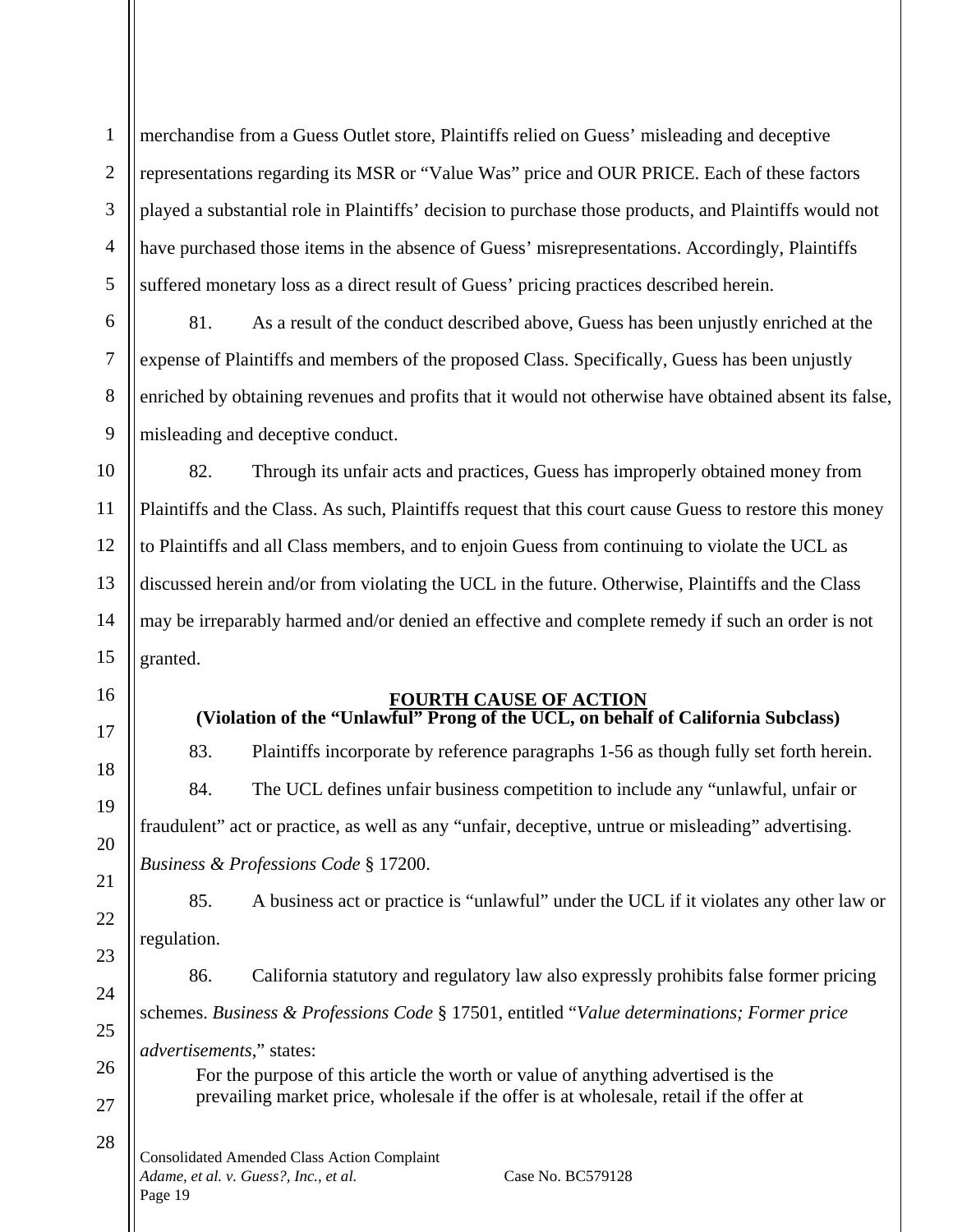merchandise from a Guess Outlet store, Plaintiffs relied on Guess' misleading and deceptive representations regarding its MSR or "Value Was" price and OUR PRICE. Each of these factors played a substantial role in Plaintiffs' decision to purchase those products, and Plaintiffs would not have purchased those items in the absence of Guess' misrepresentations. Accordingly, Plaintiffs suffered monetary loss as a direct result of Guess' pricing practices described herein.

81. As a result of the conduct described above, Guess has been unjustly enriched at the expense of Plaintiffs and members of the proposed Class. Specifically, Guess has been unjustly enriched by obtaining revenues and profits that it would not otherwise have obtained absent its false, misleading and deceptive conduct.

82. Through its unfair acts and practices, Guess has improperly obtained money from Plaintiffs and the Class. As such, Plaintiffs request that this court cause Guess to restore this money to Plaintiffs and all Class members, and to enjoin Guess from continuing to violate the UCL as discussed herein and/or from violating the UCL in the future. Otherwise, Plaintiffs and the Class may be irreparably harmed and/or denied an effective and complete remedy if such an order is not granted.

## <u>FOURTH CAUSE OF ACTION</u>
## (Violation of the "Unlawful" Prong of the UCL, on behalf of California Subclass)

83. Plaintiffs incorporate by reference paragraphs 1-56 as though fully set forth herein.

84. The UCL defines unfair business competition to include any "unlawful, unfair or fraudulent" act or practice, as well as any "unfair, deceptive, untrue or misleading" advertising. *Business & Professions Code* § 17200.

85. A business act or practice is "unlawful" under the UCL if it violates any other law or regulation.

86. California statutory and regulatory law also expressly prohibits false former pricing schemes. *Business & Professions Code* § 17501, entitled "*Value determinations; Former price advertisements*," states:

> For the purpose of this article the worth or value of anything advertised is the prevailing market price, wholesale if the offer is at wholesale, retail if the offer at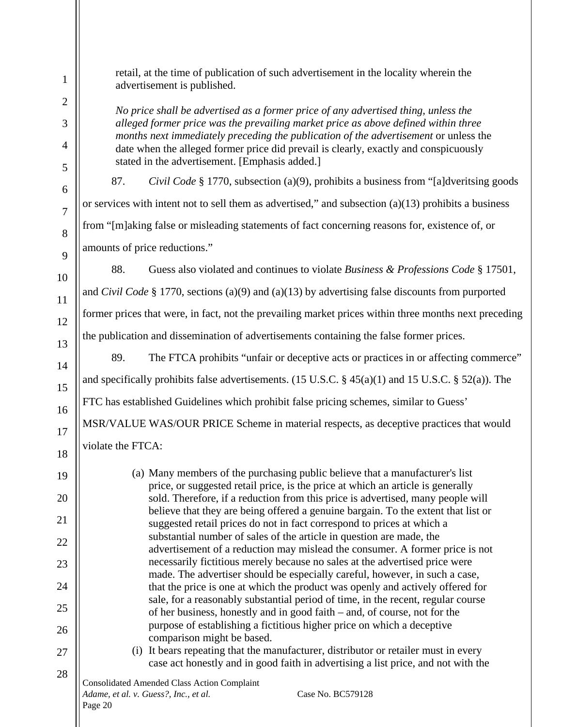> retail, at the time of publication of such advertisement in the locality wherein the advertisement is published.
>
> *No price shall be advertised as a former price of any advertised thing, unless the alleged former price was the prevailing market price as above defined within three months next immediately preceding the publication of the advertisement* or unless the date when the alleged former price did prevail is clearly, exactly and conspicuously stated in the advertisement. [Emphasis added.]

87. *Civil Code* § 1770, subsection (a)(9), prohibits a business from "[a]dveritsing goods or services with intent not to sell them as advertised," and subsection (a)(13) prohibits a business from "[m]aking false or misleading statements of fact concerning reasons for, existence of, or amounts of price reductions."

88. Guess also violated and continues to violate *Business & Professions Code* § 17501, and *Civil Code* § 1770, sections (a)(9) and (a)(13) by advertising false discounts from purported former prices that were, in fact, not the prevailing market prices within three months next preceding the publication and dissemination of advertisements containing the false former prices.

89. The FTCA prohibits "unfair or deceptive acts or practices in or affecting commerce" and specifically prohibits false advertisements. (15 U.S.C. § 45(a)(1) and 15 U.S.C. § 52(a)). The FTC has established Guidelines which prohibit false pricing schemes, similar to Guess' MSR/VALUE WAS/OUR PRICE Scheme in material respects, as deceptive practices that would violate the FTCA:

> (a) Many members of the purchasing public believe that a manufacturer's list price, or suggested retail price, is the price at which an article is generally sold. Therefore, if a reduction from this price is advertised, many people will believe that they are being offered a genuine bargain. To the extent that list or suggested retail prices do not in fact correspond to prices at which a substantial number of sales of the article in question are made, the advertisement of a reduction may mislead the consumer. A former price is not necessarily fictitious merely because no sales at the advertised price were made. The advertiser should be especially careful, however, in such a case, that the price is one at which the product was openly and actively offered for sale, for a reasonably substantial period of time, in the recent, regular course of her business, honestly and in good faith – and, of course, not for the purpose of establishing a fictitious higher price on which a deceptive comparison might be based.
>
> (i) It bears repeating that the manufacturer, distributor or retailer must in every case act honestly and in good faith in advertising a list price, and not with the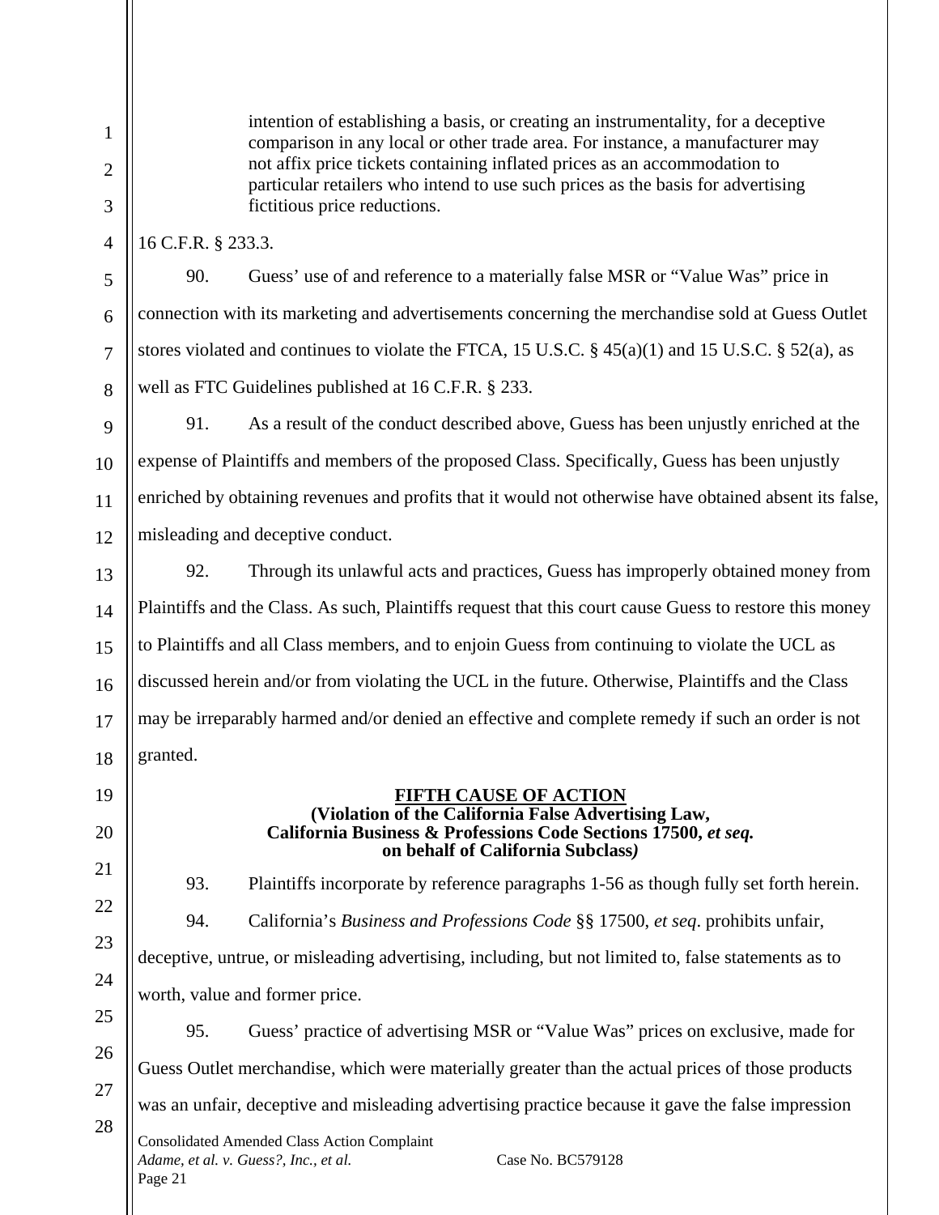> intention of establishing a basis, or creating an instrumentality, for a deceptive comparison in any local or other trade area. For instance, a manufacturer may not affix price tickets containing inflated prices as an accommodation to particular retailers who intend to use such prices as the basis for advertising fictitious price reductions.

16 C.F.R. § 233.3.

90. Guess' use of and reference to a materially false MSR or "Value Was" price in connection with its marketing and advertisements concerning the merchandise sold at Guess Outlet stores violated and continues to violate the FTCA, 15 U.S.C. § 45(a)(1) and 15 U.S.C. § 52(a), as well as FTC Guidelines published at 16 C.F.R. § 233.

91. As a result of the conduct described above, Guess has been unjustly enriched at the expense of Plaintiffs and members of the proposed Class. Specifically, Guess has been unjustly enriched by obtaining revenues and profits that it would not otherwise have obtained absent its false, misleading and deceptive conduct.

92. Through its unlawful acts and practices, Guess has improperly obtained money from Plaintiffs and the Class. As such, Plaintiffs request that this court cause Guess to restore this money to Plaintiffs and all Class members, and to enjoin Guess from continuing to violate the UCL as discussed herein and/or from violating the UCL in the future. Otherwise, Plaintiffs and the Class may be irreparably harmed and/or denied an effective and complete remedy if such an order is not granted.

## FIFTH CAUSE OF ACTION

**(Violation of the California False Advertising Law, California Business & Professions Code Sections 17500, *et seq.* on behalf of California Subclass)**

93. Plaintiffs incorporate by reference paragraphs 1-56 as though fully set forth herein.

94. California's *Business and Professions Code* §§ 17500, *et seq*. prohibits unfair, deceptive, untrue, or misleading advertising, including, but not limited to, false statements as to worth, value and former price.

95. Guess' practice of advertising MSR or "Value Was" prices on exclusive, made for Guess Outlet merchandise, which were materially greater than the actual prices of those products was an unfair, deceptive and misleading advertising practice because it gave the false impression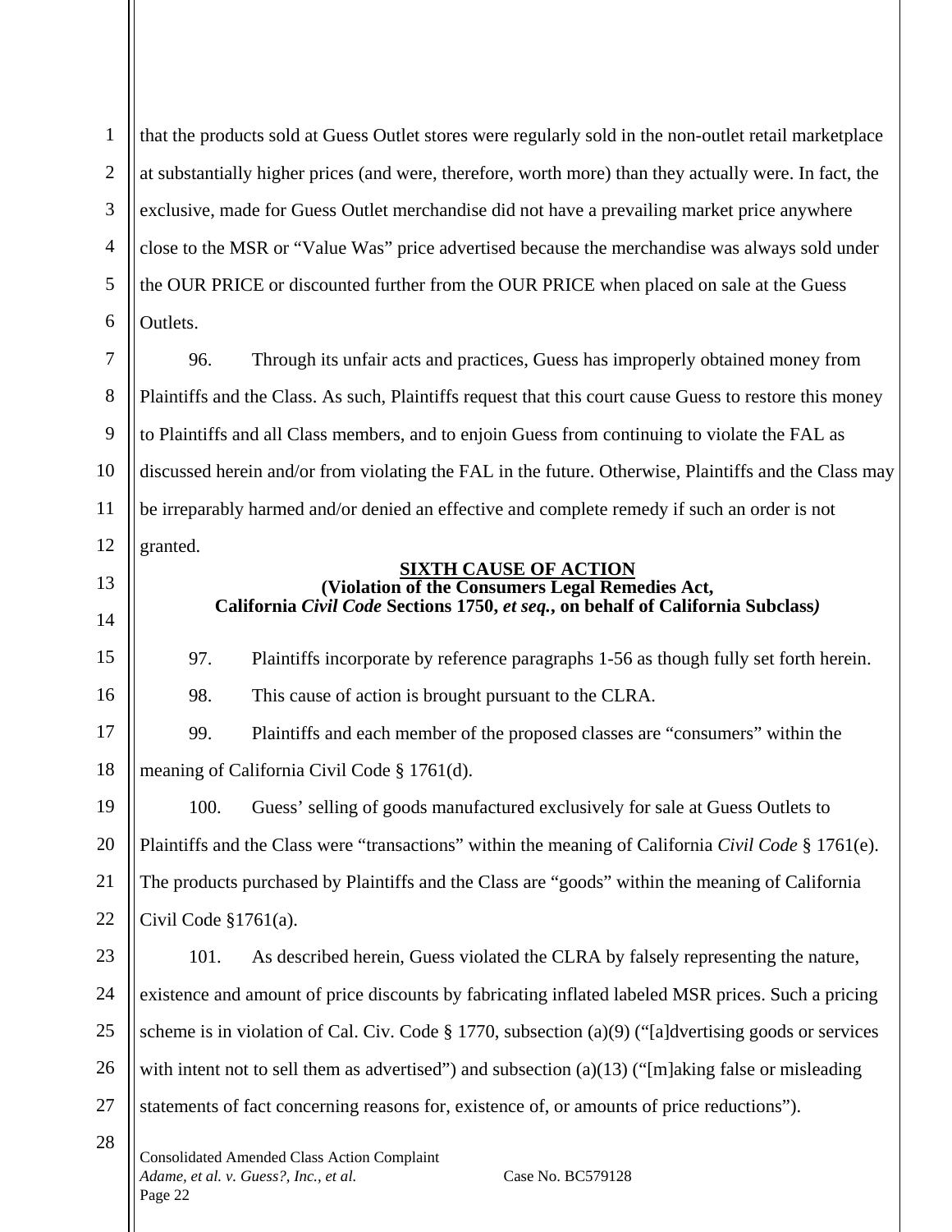that the products sold at Guess Outlet stores were regularly sold in the non-outlet retail marketplace at substantially higher prices (and were, therefore, worth more) than they actually were. In fact, the exclusive, made for Guess Outlet merchandise did not have a prevailing market price anywhere close to the MSR or "Value Was" price advertised because the merchandise was always sold under the OUR PRICE or discounted further from the OUR PRICE when placed on sale at the Guess Outlets.

96. Through its unfair acts and practices, Guess has improperly obtained money from Plaintiffs and the Class. As such, Plaintiffs request that this court cause Guess to restore this money to Plaintiffs and all Class members, and to enjoin Guess from continuing to violate the FAL as discussed herein and/or from violating the FAL in the future. Otherwise, Plaintiffs and the Class may be irreparably harmed and/or denied an effective and complete remedy if such an order is not granted.

**SIXTH CAUSE OF ACTION**
**(Violation of the Consumers Legal Remedies Act, California *Civil Code* Sections 1750, *et seq.*, on behalf of California Subclass)**

97. Plaintiffs incorporate by reference paragraphs 1-56 as though fully set forth herein.

98. This cause of action is brought pursuant to the CLRA.

99. Plaintiffs and each member of the proposed classes are "consumers" within the meaning of California Civil Code § 1761(d).

100. Guess' selling of goods manufactured exclusively for sale at Guess Outlets to Plaintiffs and the Class were "transactions" within the meaning of California *Civil Code* § 1761(e). The products purchased by Plaintiffs and the Class are "goods" within the meaning of California Civil Code §1761(a).

101. As described herein, Guess violated the CLRA by falsely representing the nature, existence and amount of price discounts by fabricating inflated labeled MSR prices. Such a pricing scheme is in violation of Cal. Civ. Code § 1770, subsection (a)(9) ("[a]dvertising goods or services with intent not to sell them as advertised") and subsection (a)(13) ("[m]aking false or misleading statements of fact concerning reasons for, existence of, or amounts of price reductions").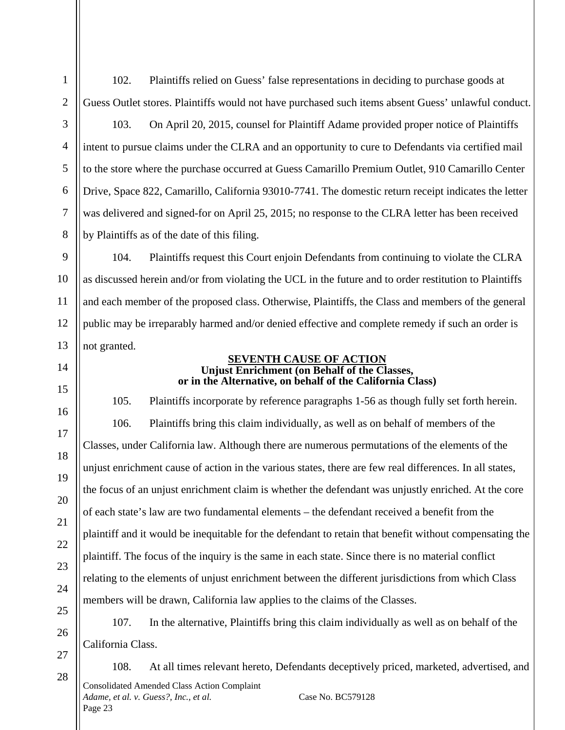102. Plaintiffs relied on Guess' false representations in deciding to purchase goods at Guess Outlet stores. Plaintiffs would not have purchased such items absent Guess' unlawful conduct.

103. On April 20, 2015, counsel for Plaintiff Adame provided proper notice of Plaintiffs intent to pursue claims under the CLRA and an opportunity to cure to Defendants via certified mail to the store where the purchase occurred at Guess Camarillo Premium Outlet, 910 Camarillo Center Drive, Space 822, Camarillo, California 93010-7741. The domestic return receipt indicates the letter was delivered and signed-for on April 25, 2015; no response to the CLRA letter has been received by Plaintiffs as of the date of this filing.

104. Plaintiffs request this Court enjoin Defendants from continuing to violate the CLRA as discussed herein and/or from violating the UCL in the future and to order restitution to Plaintiffs and each member of the proposed class. Otherwise, Plaintiffs, the Class and members of the general public may be irreparably harmed and/or denied effective and complete remedy if such an order is not granted.

**SEVENTH CAUSE OF ACTION**
**Unjust Enrichment (on Behalf of the Classes, or in the Alternative, on behalf of the California Class)**

105. Plaintiffs incorporate by reference paragraphs 1-56 as though fully set forth herein.

106. Plaintiffs bring this claim individually, as well as on behalf of members of the Classes, under California law. Although there are numerous permutations of the elements of the unjust enrichment cause of action in the various states, there are few real differences. In all states, the focus of an unjust enrichment claim is whether the defendant was unjustly enriched. At the core of each state's law are two fundamental elements – the defendant received a benefit from the plaintiff and it would be inequitable for the defendant to retain that benefit without compensating the plaintiff. The focus of the inquiry is the same in each state. Since there is no material conflict relating to the elements of unjust enrichment between the different jurisdictions from which Class members will be drawn, California law applies to the claims of the Classes.

107. In the alternative, Plaintiffs bring this claim individually as well as on behalf of the California Class.

108. At all times relevant hereto, Defendants deceptively priced, marketed, advertised, and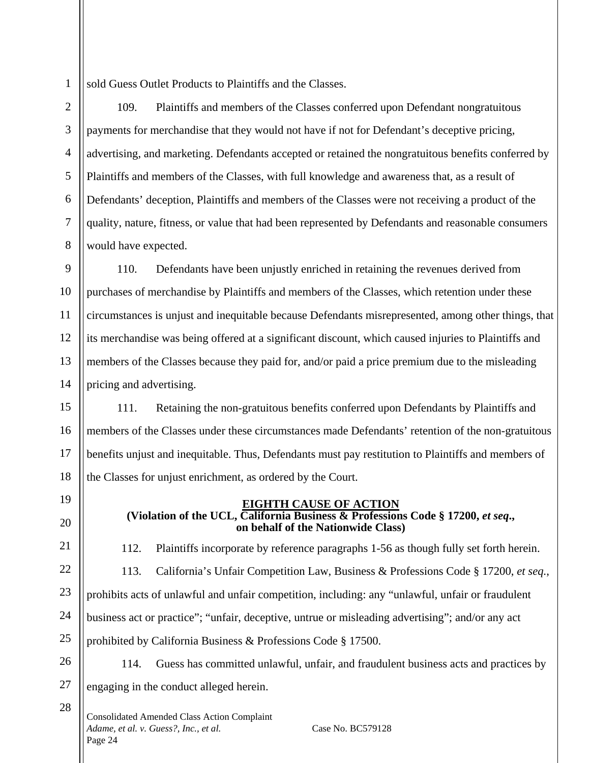sold Guess Outlet Products to Plaintiffs and the Classes.

109. Plaintiffs and members of the Classes conferred upon Defendant nongratuitous payments for merchandise that they would not have if not for Defendant's deceptive pricing, advertising, and marketing. Defendants accepted or retained the nongratuitous benefits conferred by Plaintiffs and members of the Classes, with full knowledge and awareness that, as a result of Defendants' deception, Plaintiffs and members of the Classes were not receiving a product of the quality, nature, fitness, or value that had been represented by Defendants and reasonable consumers would have expected.

110. Defendants have been unjustly enriched in retaining the revenues derived from purchases of merchandise by Plaintiffs and members of the Classes, which retention under these circumstances is unjust and inequitable because Defendants misrepresented, among other things, that its merchandise was being offered at a significant discount, which caused injuries to Plaintiffs and members of the Classes because they paid for, and/or paid a price premium due to the misleading pricing and advertising.

111. Retaining the non-gratuitous benefits conferred upon Defendants by Plaintiffs and members of the Classes under these circumstances made Defendants' retention of the non-gratuitous benefits unjust and inequitable. Thus, Defendants must pay restitution to Plaintiffs and members of the Classes for unjust enrichment, as ordered by the Court.

## EIGHTH CAUSE OF ACTION

**(Violation of the UCL, California Business & Professions Code § 17200, *et seq*., on behalf of the Nationwide Class)**

112. Plaintiffs incorporate by reference paragraphs 1-56 as though fully set forth herein.

113. California's Unfair Competition Law, Business & Professions Code § 17200, *et seq.*, prohibits acts of unlawful and unfair competition, including: any "unlawful, unfair or fraudulent business act or practice"; "unfair, deceptive, untrue or misleading advertising"; and/or any act prohibited by California Business & Professions Code § 17500.

114. Guess has committed unlawful, unfair, and fraudulent business acts and practices by engaging in the conduct alleged herein.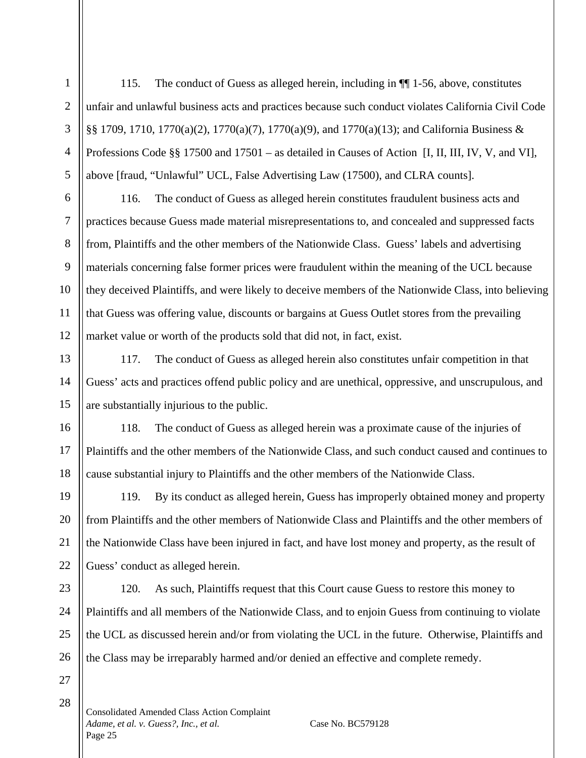115. The conduct of Guess as alleged herein, including in ¶¶ 1-56, above, constitutes unfair and unlawful business acts and practices because such conduct violates California Civil Code §§ 1709, 1710, 1770(a)(2), 1770(a)(7), 1770(a)(9), and 1770(a)(13); and California Business & Professions Code §§ 17500 and 17501 – as detailed in Causes of Action [I, II, III, IV, V, and VI], above [fraud, "Unlawful" UCL, False Advertising Law (17500), and CLRA counts].

116. The conduct of Guess as alleged herein constitutes fraudulent business acts and practices because Guess made material misrepresentations to, and concealed and suppressed facts from, Plaintiffs and the other members of the Nationwide Class. Guess' labels and advertising materials concerning false former prices were fraudulent within the meaning of the UCL because they deceived Plaintiffs, and were likely to deceive members of the Nationwide Class, into believing that Guess was offering value, discounts or bargains at Guess Outlet stores from the prevailing market value or worth of the products sold that did not, in fact, exist.

117. The conduct of Guess as alleged herein also constitutes unfair competition in that Guess' acts and practices offend public policy and are unethical, oppressive, and unscrupulous, and are substantially injurious to the public.

118. The conduct of Guess as alleged herein was a proximate cause of the injuries of Plaintiffs and the other members of the Nationwide Class, and such conduct caused and continues to cause substantial injury to Plaintiffs and the other members of the Nationwide Class.

119. By its conduct as alleged herein, Guess has improperly obtained money and property from Plaintiffs and the other members of Nationwide Class and Plaintiffs and the other members of the Nationwide Class have been injured in fact, and have lost money and property, as the result of Guess' conduct as alleged herein.

120. As such, Plaintiffs request that this Court cause Guess to restore this money to Plaintiffs and all members of the Nationwide Class, and to enjoin Guess from continuing to violate the UCL as discussed herein and/or from violating the UCL in the future. Otherwise, Plaintiffs and the Class may be irreparably harmed and/or denied an effective and complete remedy.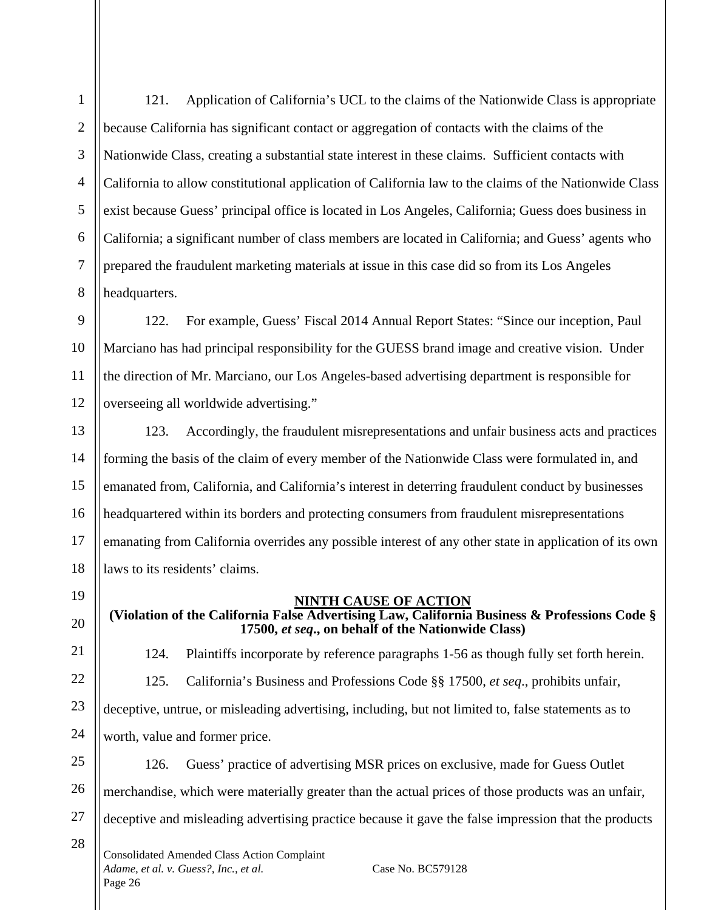121. Application of California's UCL to the claims of the Nationwide Class is appropriate because California has significant contact or aggregation of contacts with the claims of the Nationwide Class, creating a substantial state interest in these claims. Sufficient contacts with California to allow constitutional application of California law to the claims of the Nationwide Class exist because Guess' principal office is located in Los Angeles, California; Guess does business in California; a significant number of class members are located in California; and Guess' agents who prepared the fraudulent marketing materials at issue in this case did so from its Los Angeles headquarters.

122. For example, Guess' Fiscal 2014 Annual Report States: "Since our inception, Paul Marciano has had principal responsibility for the GUESS brand image and creative vision. Under the direction of Mr. Marciano, our Los Angeles-based advertising department is responsible for overseeing all worldwide advertising."

123. Accordingly, the fraudulent misrepresentations and unfair business acts and practices forming the basis of the claim of every member of the Nationwide Class were formulated in, and emanated from, California, and California's interest in deterring fraudulent conduct by businesses headquartered within its borders and protecting consumers from fraudulent misrepresentations emanating from California overrides any possible interest of any other state in application of its own laws to its residents' claims.

**NINTH CAUSE OF ACTION**

**(Violation of the California False Advertising Law, California Business & Professions Code § 17500, *et seq*., on behalf of the Nationwide Class)**

124. Plaintiffs incorporate by reference paragraphs 1-56 as though fully set forth herein.

125. California's Business and Professions Code §§ 17500, *et seq*., prohibits unfair, deceptive, untrue, or misleading advertising, including, but not limited to, false statements as to worth, value and former price.

126. Guess' practice of advertising MSR prices on exclusive, made for Guess Outlet merchandise, which were materially greater than the actual prices of those products was an unfair, deceptive and misleading advertising practice because it gave the false impression that the products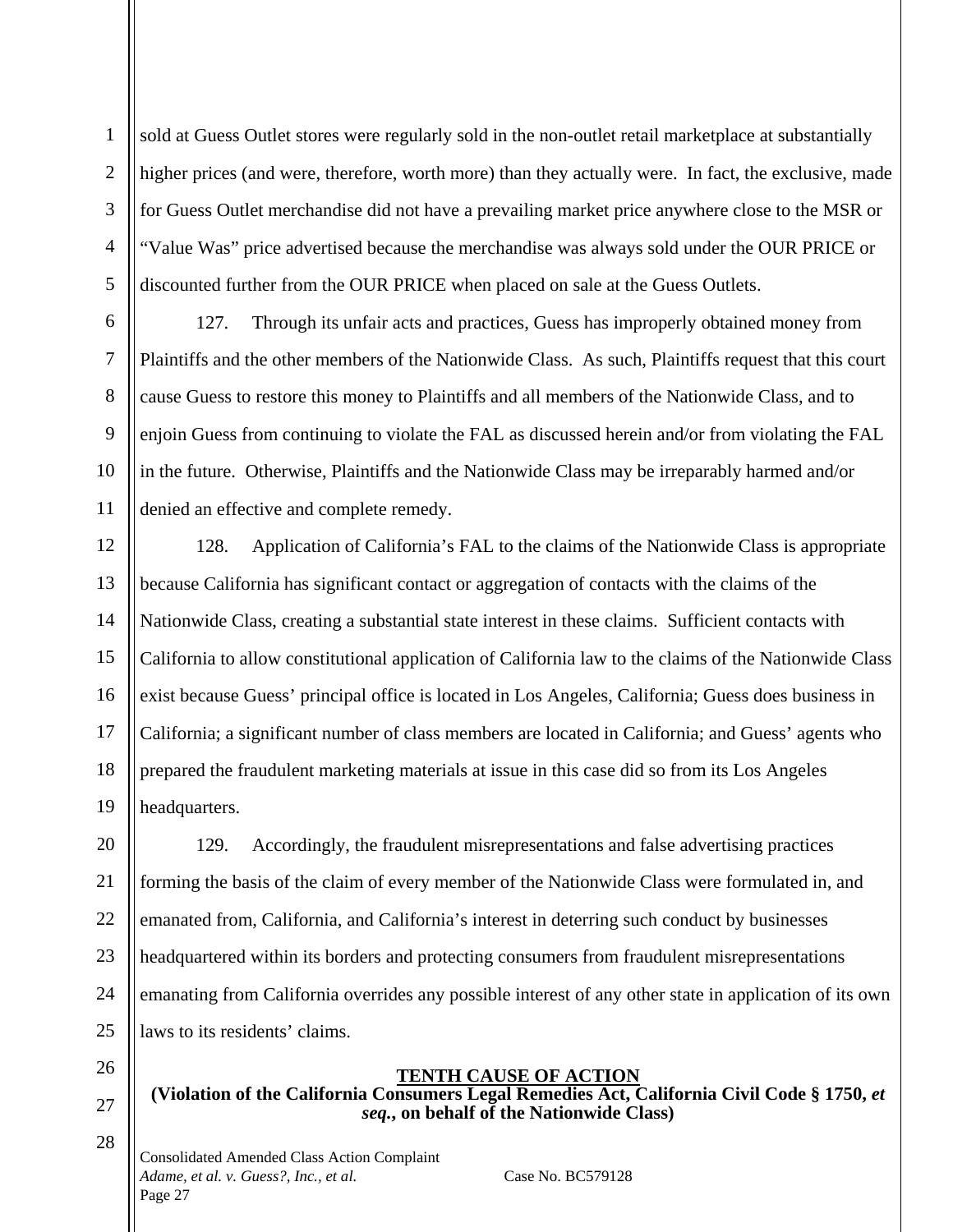sold at Guess Outlet stores were regularly sold in the non-outlet retail marketplace at substantially higher prices (and were, therefore, worth more) than they actually were. In fact, the exclusive, made for Guess Outlet merchandise did not have a prevailing market price anywhere close to the MSR or "Value Was" price advertised because the merchandise was always sold under the OUR PRICE or discounted further from the OUR PRICE when placed on sale at the Guess Outlets.

127. Through its unfair acts and practices, Guess has improperly obtained money from Plaintiffs and the other members of the Nationwide Class. As such, Plaintiffs request that this court cause Guess to restore this money to Plaintiffs and all members of the Nationwide Class, and to enjoin Guess from continuing to violate the FAL as discussed herein and/or from violating the FAL in the future. Otherwise, Plaintiffs and the Nationwide Class may be irreparably harmed and/or denied an effective and complete remedy.

128. Application of California's FAL to the claims of the Nationwide Class is appropriate because California has significant contact or aggregation of contacts with the claims of the Nationwide Class, creating a substantial state interest in these claims. Sufficient contacts with California to allow constitutional application of California law to the claims of the Nationwide Class exist because Guess' principal office is located in Los Angeles, California; Guess does business in California; a significant number of class members are located in California; and Guess' agents who prepared the fraudulent marketing materials at issue in this case did so from its Los Angeles headquarters.

129. Accordingly, the fraudulent misrepresentations and false advertising practices forming the basis of the claim of every member of the Nationwide Class were formulated in, and emanated from, California, and California's interest in deterring such conduct by businesses headquartered within its borders and protecting consumers from fraudulent misrepresentations emanating from California overrides any possible interest of any other state in application of its own laws to its residents' claims.

## TENTH CAUSE OF ACTION

**(Violation of the California Consumers Legal Remedies Act, California Civil Code § 1750, *et seq.*, on behalf of the Nationwide Class)**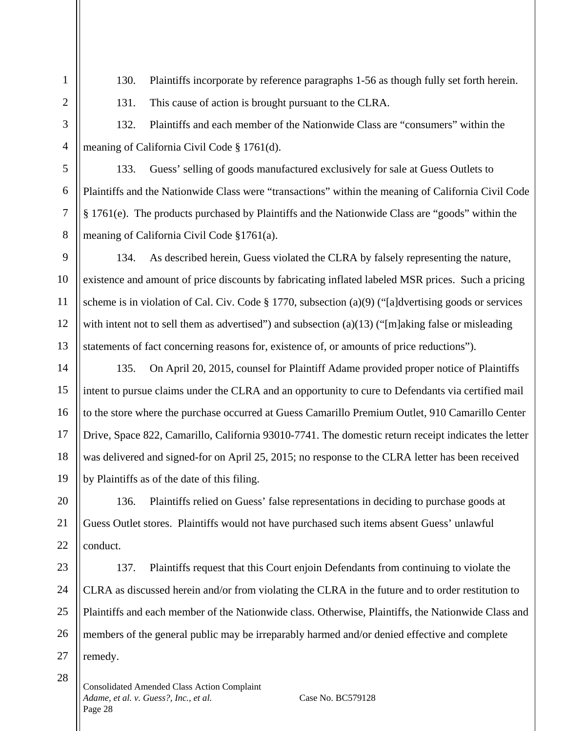130. Plaintiffs incorporate by reference paragraphs 1-56 as though fully set forth herein.

131. This cause of action is brought pursuant to the CLRA.

132. Plaintiffs and each member of the Nationwide Class are "consumers" within the meaning of California Civil Code § 1761(d).

133. Guess' selling of goods manufactured exclusively for sale at Guess Outlets to Plaintiffs and the Nationwide Class were "transactions" within the meaning of California Civil Code § 1761(e). The products purchased by Plaintiffs and the Nationwide Class are "goods" within the meaning of California Civil Code §1761(a).

134. As described herein, Guess violated the CLRA by falsely representing the nature, existence and amount of price discounts by fabricating inflated labeled MSR prices. Such a pricing scheme is in violation of Cal. Civ. Code § 1770, subsection (a)(9) ("[a]dvertising goods or services with intent not to sell them as advertised") and subsection (a)(13) ("[m]aking false or misleading statements of fact concerning reasons for, existence of, or amounts of price reductions").

135. On April 20, 2015, counsel for Plaintiff Adame provided proper notice of Plaintiffs intent to pursue claims under the CLRA and an opportunity to cure to Defendants via certified mail to the store where the purchase occurred at Guess Camarillo Premium Outlet, 910 Camarillo Center Drive, Space 822, Camarillo, California 93010-7741. The domestic return receipt indicates the letter was delivered and signed-for on April 25, 2015; no response to the CLRA letter has been received by Plaintiffs as of the date of this filing.

136. Plaintiffs relied on Guess' false representations in deciding to purchase goods at Guess Outlet stores. Plaintiffs would not have purchased such items absent Guess' unlawful conduct.

137. Plaintiffs request that this Court enjoin Defendants from continuing to violate the CLRA as discussed herein and/or from violating the CLRA in the future and to order restitution to Plaintiffs and each member of the Nationwide class. Otherwise, Plaintiffs, the Nationwide Class and members of the general public may be irreparably harmed and/or denied effective and complete remedy.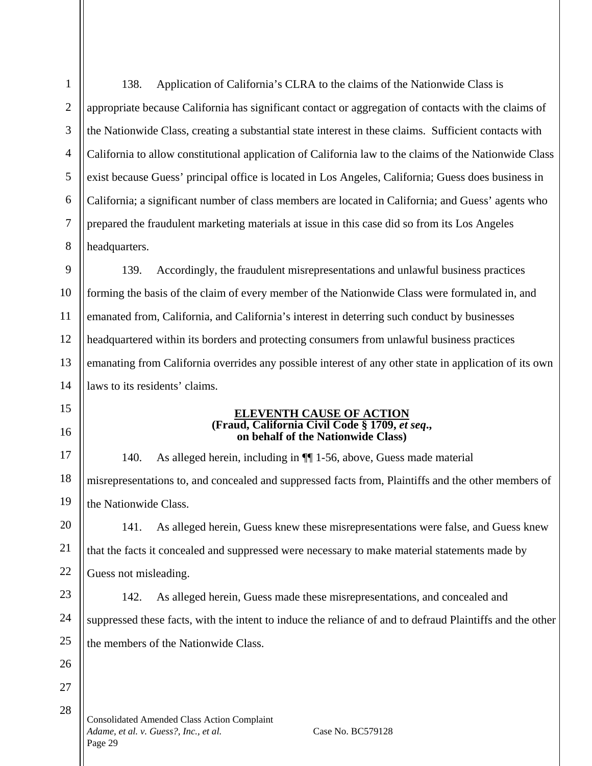138. Application of California's CLRA to the claims of the Nationwide Class is appropriate because California has significant contact or aggregation of contacts with the claims of the Nationwide Class, creating a substantial state interest in these claims. Sufficient contacts with California to allow constitutional application of California law to the claims of the Nationwide Class exist because Guess' principal office is located in Los Angeles, California; Guess does business in California; a significant number of class members are located in California; and Guess' agents who prepared the fraudulent marketing materials at issue in this case did so from its Los Angeles headquarters.

139. Accordingly, the fraudulent misrepresentations and unlawful business practices forming the basis of the claim of every member of the Nationwide Class were formulated in, and emanated from, California, and California's interest in deterring such conduct by businesses headquartered within its borders and protecting consumers from unlawful business practices emanating from California overrides any possible interest of any other state in application of its own laws to its residents' claims.

**ELEVENTH CAUSE OF ACTION**
**(Fraud, California Civil Code § 1709, *et seq*., on behalf of the Nationwide Class)**

140. As alleged herein, including in ¶¶ 1-56, above, Guess made material misrepresentations to, and concealed and suppressed facts from, Plaintiffs and the other members of the Nationwide Class.

141. As alleged herein, Guess knew these misrepresentations were false, and Guess knew that the facts it concealed and suppressed were necessary to make material statements made by Guess not misleading.

142. As alleged herein, Guess made these misrepresentations, and concealed and suppressed these facts, with the intent to induce the reliance of and to defraud Plaintiffs and the other the members of the Nationwide Class.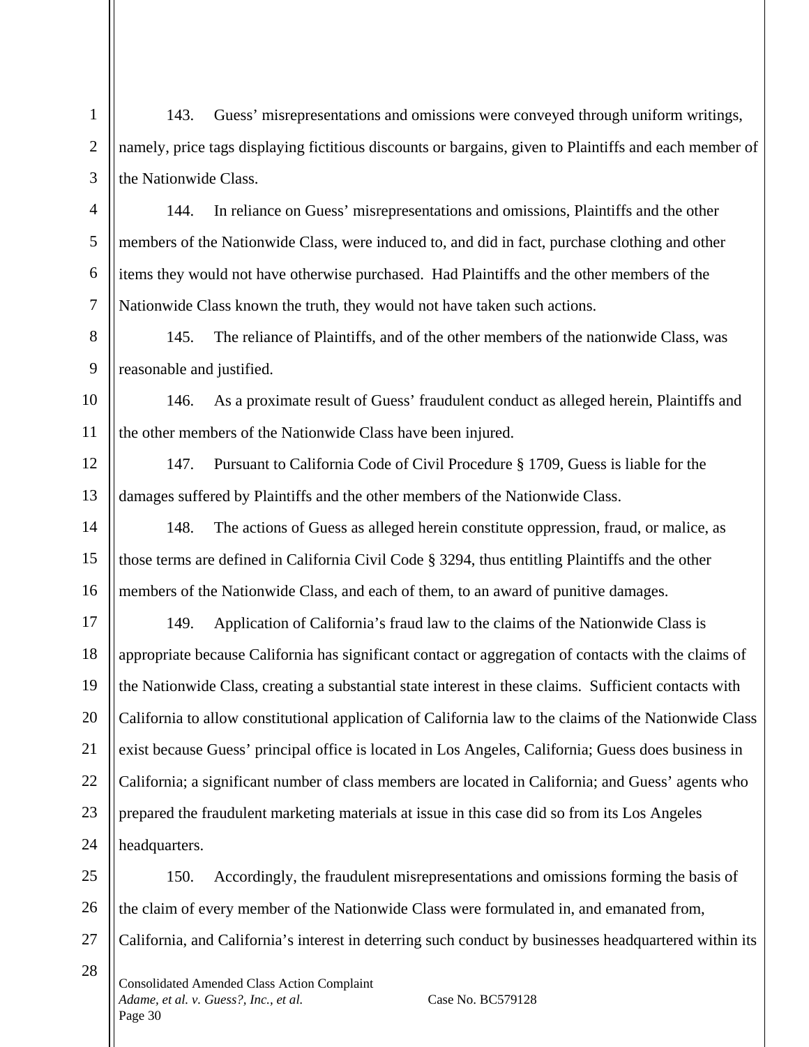143. Guess' misrepresentations and omissions were conveyed through uniform writings, namely, price tags displaying fictitious discounts or bargains, given to Plaintiffs and each member of the Nationwide Class.

144. In reliance on Guess' misrepresentations and omissions, Plaintiffs and the other members of the Nationwide Class, were induced to, and did in fact, purchase clothing and other items they would not have otherwise purchased. Had Plaintiffs and the other members of the Nationwide Class known the truth, they would not have taken such actions.

145. The reliance of Plaintiffs, and of the other members of the nationwide Class, was reasonable and justified.

146. As a proximate result of Guess' fraudulent conduct as alleged herein, Plaintiffs and the other members of the Nationwide Class have been injured.

147. Pursuant to California Code of Civil Procedure § 1709, Guess is liable for the damages suffered by Plaintiffs and the other members of the Nationwide Class.

148. The actions of Guess as alleged herein constitute oppression, fraud, or malice, as those terms are defined in California Civil Code § 3294, thus entitling Plaintiffs and the other members of the Nationwide Class, and each of them, to an award of punitive damages.

149. Application of California's fraud law to the claims of the Nationwide Class is appropriate because California has significant contact or aggregation of contacts with the claims of the Nationwide Class, creating a substantial state interest in these claims. Sufficient contacts with California to allow constitutional application of California law to the claims of the Nationwide Class exist because Guess' principal office is located in Los Angeles, California; Guess does business in California; a significant number of class members are located in California; and Guess' agents who prepared the fraudulent marketing materials at issue in this case did so from its Los Angeles headquarters.

150. Accordingly, the fraudulent misrepresentations and omissions forming the basis of the claim of every member of the Nationwide Class were formulated in, and emanated from, California, and California's interest in deterring such conduct by businesses headquartered within its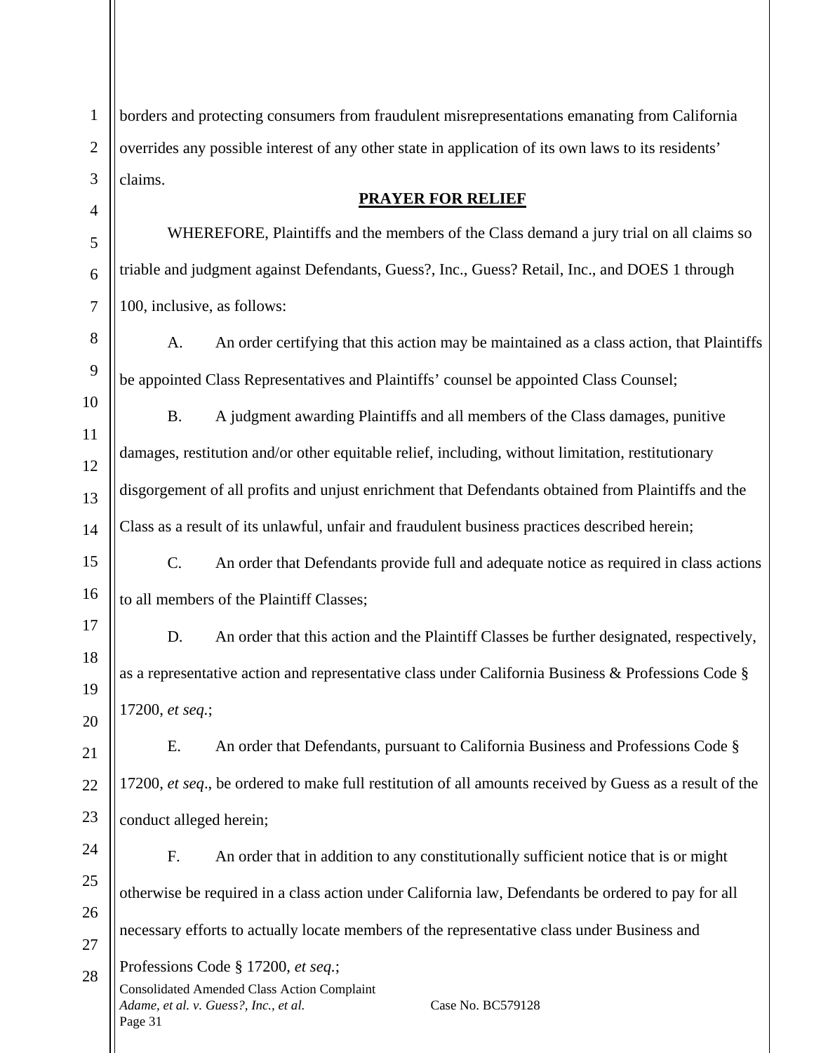borders and protecting consumers from fraudulent misrepresentations emanating from California overrides any possible interest of any other state in application of its own laws to its residents' claims.

## PRAYER FOR RELIEF

WHEREFORE, Plaintiffs and the members of the Class demand a jury trial on all claims so triable and judgment against Defendants, Guess?, Inc., Guess? Retail, Inc., and DOES 1 through 100, inclusive, as follows:

A. An order certifying that this action may be maintained as a class action, that Plaintiffs be appointed Class Representatives and Plaintiffs' counsel be appointed Class Counsel;

B. A judgment awarding Plaintiffs and all members of the Class damages, punitive damages, restitution and/or other equitable relief, including, without limitation, restitutionary disgorgement of all profits and unjust enrichment that Defendants obtained from Plaintiffs and the Class as a result of its unlawful, unfair and fraudulent business practices described herein;

C. An order that Defendants provide full and adequate notice as required in class actions to all members of the Plaintiff Classes;

D. An order that this action and the Plaintiff Classes be further designated, respectively, as a representative action and representative class under California Business & Professions Code § 17200, *et seq.*;

E. An order that Defendants, pursuant to California Business and Professions Code § 17200, *et seq*., be ordered to make full restitution of all amounts received by Guess as a result of the conduct alleged herein;

F. An order that in addition to any constitutionally sufficient notice that is or might otherwise be required in a class action under California law, Defendants be ordered to pay for all necessary efforts to actually locate members of the representative class under Business and Professions Code § 17200, *et seq.*;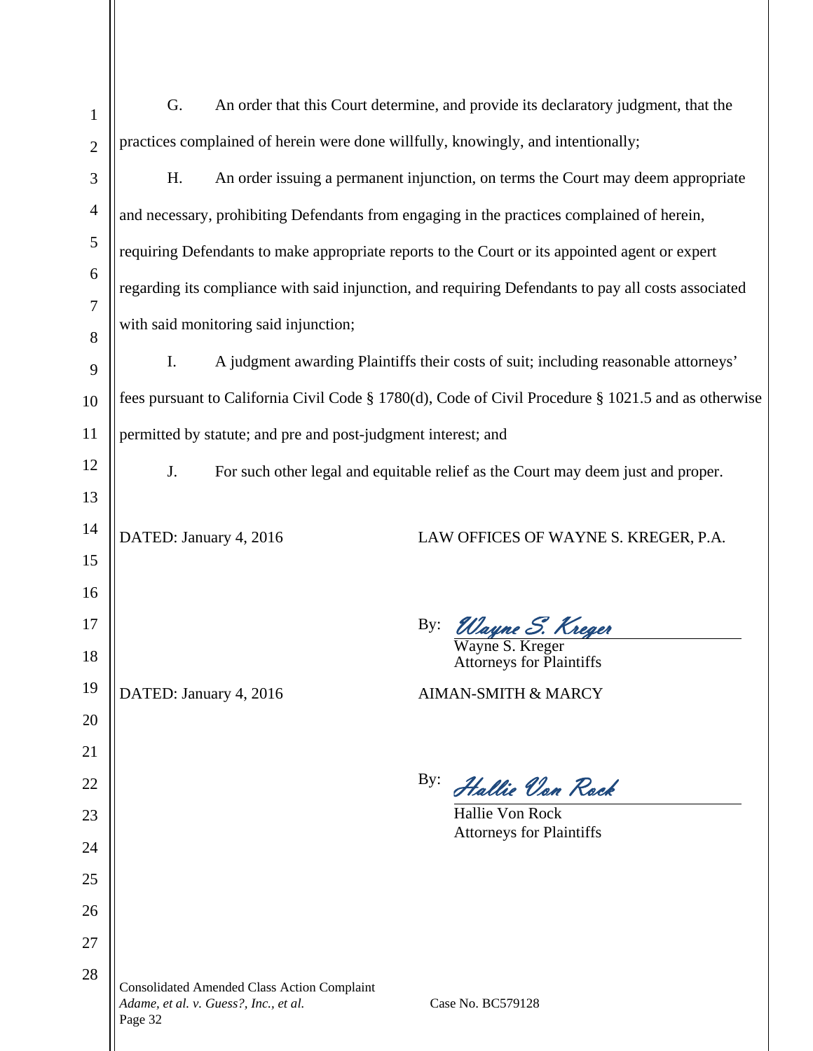G. An order that this Court determine, and provide its declaratory judgment, that the practices complained of herein were done willfully, knowingly, and intentionally;

H. An order issuing a permanent injunction, on terms the Court may deem appropriate and necessary, prohibiting Defendants from engaging in the practices complained of herein, requiring Defendants to make appropriate reports to the Court or its appointed agent or expert regarding its compliance with said injunction, and requiring Defendants to pay all costs associated with said monitoring said injunction;

I. A judgment awarding Plaintiffs their costs of suit; including reasonable attorneys' fees pursuant to California Civil Code § 1780(d), Code of Civil Procedure § 1021.5 and as otherwise permitted by statute; and pre and post-judgment interest; and

J. For such other legal and equitable relief as the Court may deem just and proper.

DATED: January 4, 2016 LAW OFFICES OF WAYNE S. KREGER, P.A.

By: *Wayne S. Kreger*
Wayne S. Kreger
Attorneys for Plaintiffs

DATED: January 4, 2016 AIMAN-SMITH & MARCY

By: *Hallie Von Rock*
Hallie Von Rock
Attorneys for Plaintiffs

Consolidated Amended Class Action Complaint
*Adame, et al. v. Guess?, Inc., et al.* Case No. BC579128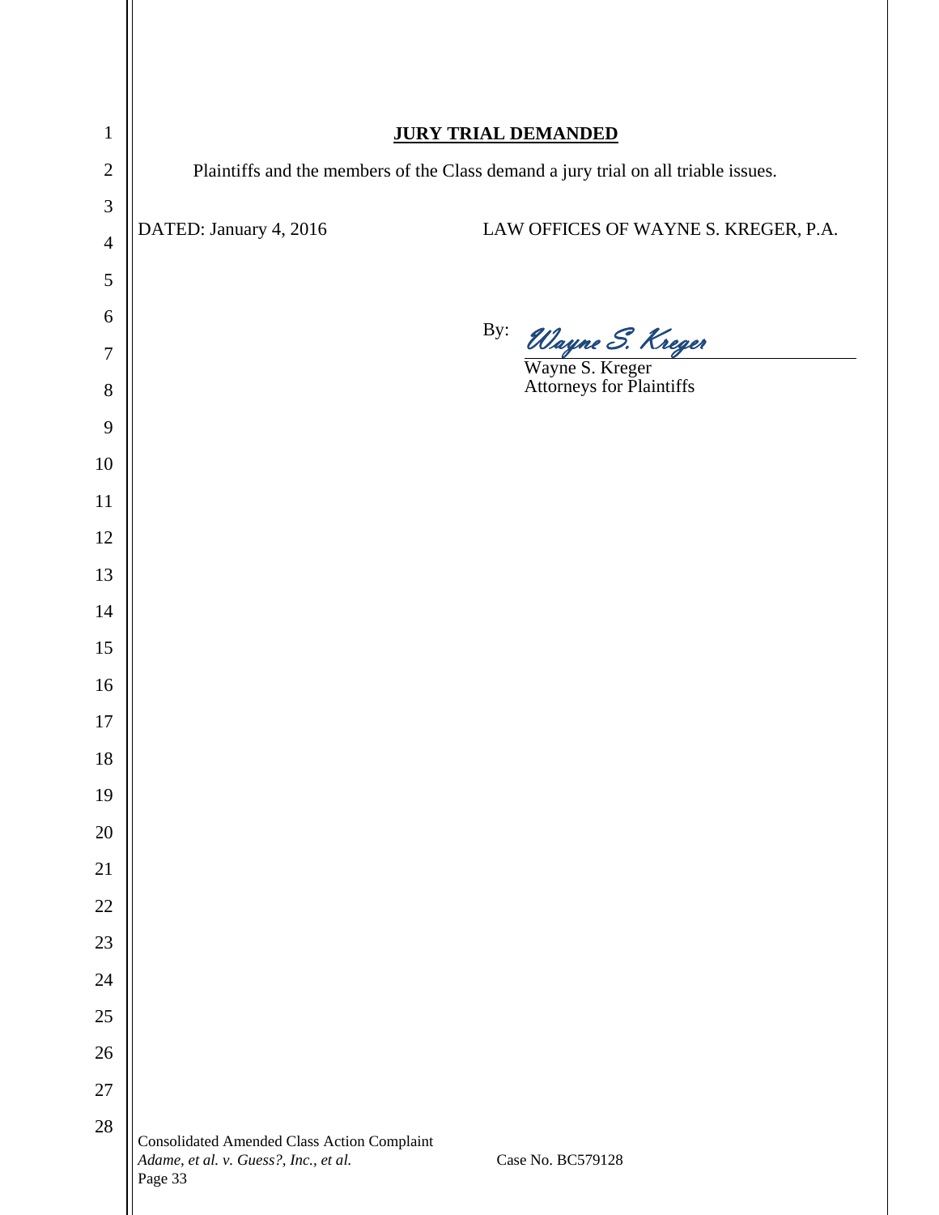**JURY TRIAL DEMANDED**

Plaintiffs and the members of the Class demand a jury trial on all triable issues.

DATED: January 4, 2016

LAW OFFICES OF WAYNE S. KREGER, P.A.

By: *Wayne S. Kreger*

Wayne S. Kreger
Attorneys for Plaintiffs